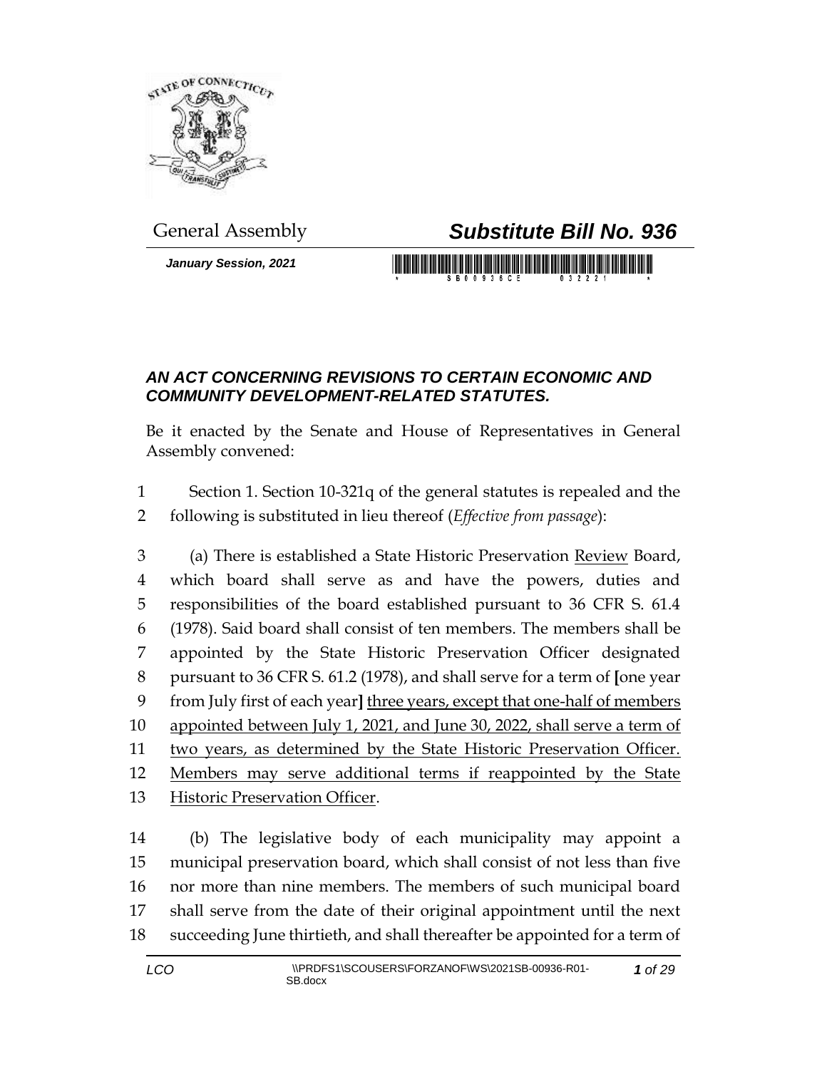General Assembly

# *Substitute Bill No. 936*

***January Session, 2021***

## *AN ACT CONCERNING REVISIONS TO CERTAIN ECONOMIC AND COMMUNITY DEVELOPMENT-RELATED STATUTES.*

Be it enacted by the Senate and House of Representatives in General Assembly convened:

1 Section 1. Section 10-321q of the general statutes is repealed and the
2 following is substituted in lieu thereof (*Effective from passage*):

3 (a) There is established a State Historic Preservation Review Board,
4 which board shall serve as and have the powers, duties and
5 responsibilities of the board established pursuant to 36 CFR S. 61.4
6 (1978). Said board shall consist of ten members. The members shall be
7 appointed by the State Historic Preservation Officer designated
8 pursuant to 36 CFR S. 61.2 (1978), and shall serve for a term of [one year
9 from July first of each year] three years, except that one-half of members
10 appointed between July 1, 2021, and June 30, 2022, shall serve a term of
11 two years, as determined by the State Historic Preservation Officer.
12 Members may serve additional terms if reappointed by the State
13 Historic Preservation Officer.

14 (b) The legislative body of each municipality may appoint a
15 municipal preservation board, which shall consist of not less than five
16 nor more than nine members. The members of such municipal board
17 shall serve from the date of their original appointment until the next
18 succeeding June thirtieth, and shall thereafter be appointed for a term of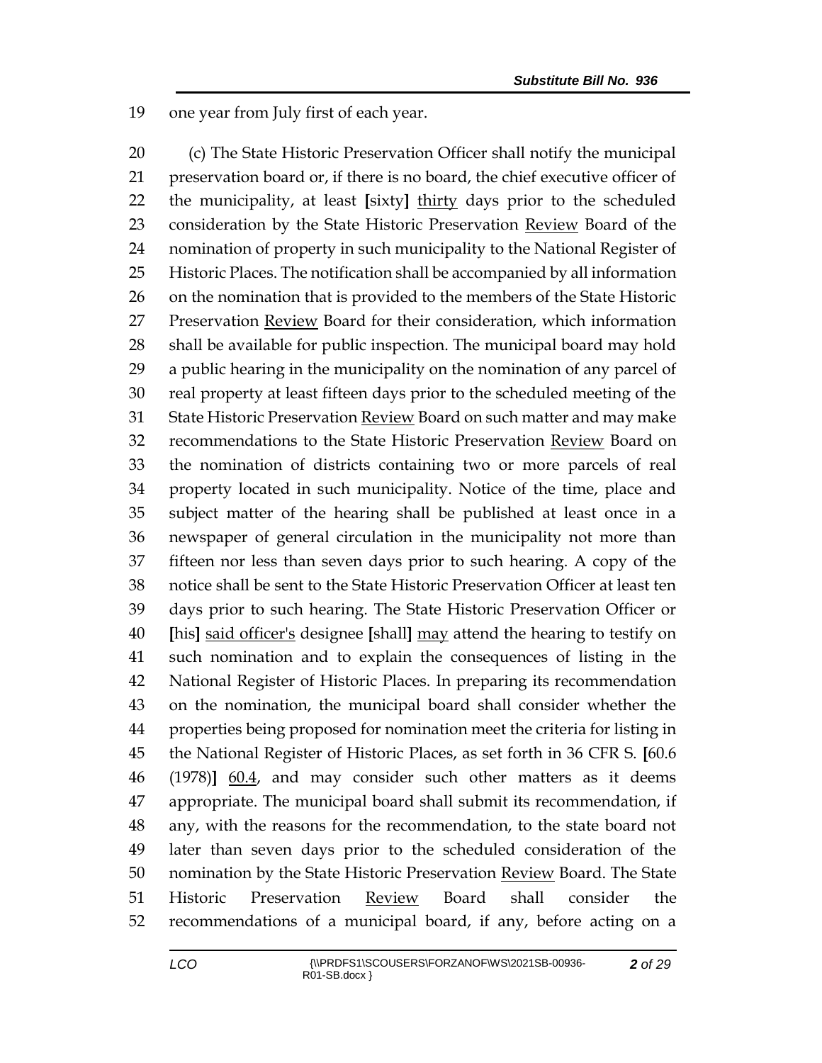one year from July first of each year.

(c) The State Historic Preservation Officer shall notify the municipal preservation board or, if there is no board, the chief executive officer of the municipality, at least [sixty] <u>thirty</u> days prior to the scheduled consideration by the State Historic Preservation <u>Review</u> Board of the nomination of property in such municipality to the National Register of Historic Places. The notification shall be accompanied by all information on the nomination that is provided to the members of the State Historic Preservation <u>Review</u> Board for their consideration, which information shall be available for public inspection. The municipal board may hold a public hearing in the municipality on the nomination of any parcel of real property at least fifteen days prior to the scheduled meeting of the State Historic Preservation <u>Review</u> Board on such matter and may make recommendations to the State Historic Preservation <u>Review</u> Board on the nomination of districts containing two or more parcels of real property located in such municipality. Notice of the time, place and subject matter of the hearing shall be published at least once in a newspaper of general circulation in the municipality not more than fifteen nor less than seven days prior to such hearing. A copy of the notice shall be sent to the State Historic Preservation Officer at least ten days prior to such hearing. The State Historic Preservation Officer or [his] <u>said officer's</u> designee [shall] <u>may</u> attend the hearing to testify on such nomination and to explain the consequences of listing in the National Register of Historic Places. In preparing its recommendation on the nomination, the municipal board shall consider whether the properties being proposed for nomination meet the criteria for listing in the National Register of Historic Places, as set forth in 36 CFR S. [60.6 (1978)] <u>60.4</u>, and may consider such other matters as it deems appropriate. The municipal board shall submit its recommendation, if any, with the reasons for the recommendation, to the state board not later than seven days prior to the scheduled consideration of the nomination by the State Historic Preservation <u>Review</u> Board. The State Historic Preservation <u>Review</u> Board shall consider the recommendations of a municipal board, if any, before acting on a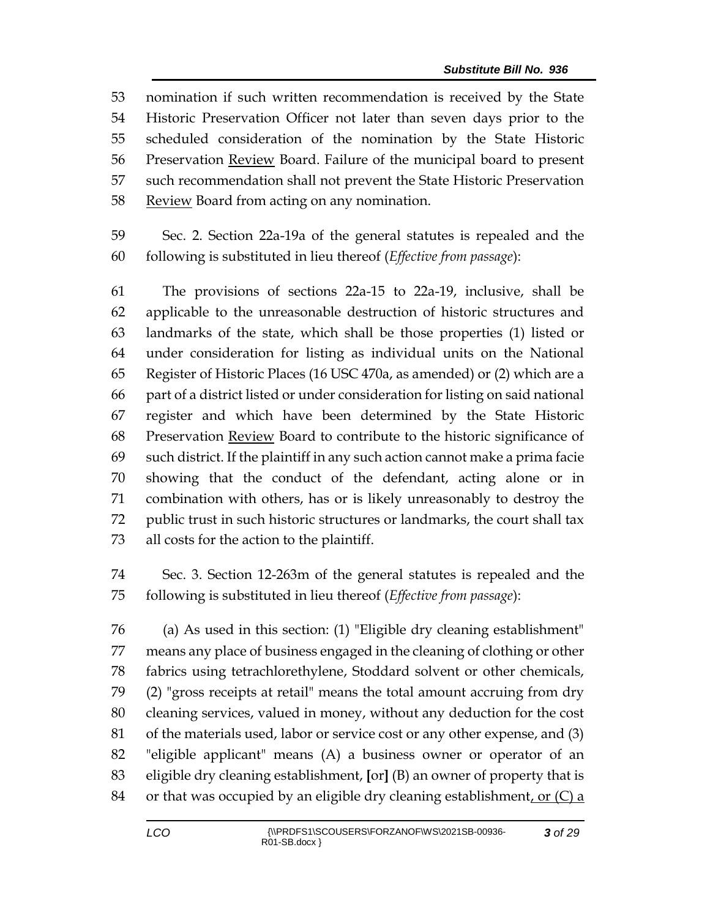nomination if such written recommendation is received by the State Historic Preservation Officer not later than seven days prior to the scheduled consideration of the nomination by the State Historic Preservation Review Board. Failure of the municipal board to present such recommendation shall not prevent the State Historic Preservation Review Board from acting on any nomination.

Sec. 2. Section 22a-19a of the general statutes is repealed and the following is substituted in lieu thereof (*Effective from passage*):

The provisions of sections 22a-15 to 22a-19, inclusive, shall be applicable to the unreasonable destruction of historic structures and landmarks of the state, which shall be those properties (1) listed or under consideration for listing as individual units on the National Register of Historic Places (16 USC 470a, as amended) or (2) which are a part of a district listed or under consideration for listing on said national register and which have been determined by the State Historic Preservation Review Board to contribute to the historic significance of such district. If the plaintiff in any such action cannot make a prima facie showing that the conduct of the defendant, acting alone or in combination with others, has or is likely unreasonably to destroy the public trust in such historic structures or landmarks, the court shall tax all costs for the action to the plaintiff.

Sec. 3. Section 12-263m of the general statutes is repealed and the following is substituted in lieu thereof (*Effective from passage*):

(a) As used in this section: (1) "Eligible dry cleaning establishment" means any place of business engaged in the cleaning of clothing or other fabrics using tetrachlorethylene, Stoddard solvent or other chemicals, (2) "gross receipts at retail" means the total amount accruing from dry cleaning services, valued in money, without any deduction for the cost of the materials used, labor or service cost or any other expense, and (3) "eligible applicant" means (A) a business owner or operator of an eligible dry cleaning establishment, **[**or**]** (B) an owner of property that is or that was occupied by an eligible dry cleaning establishment, or (C) a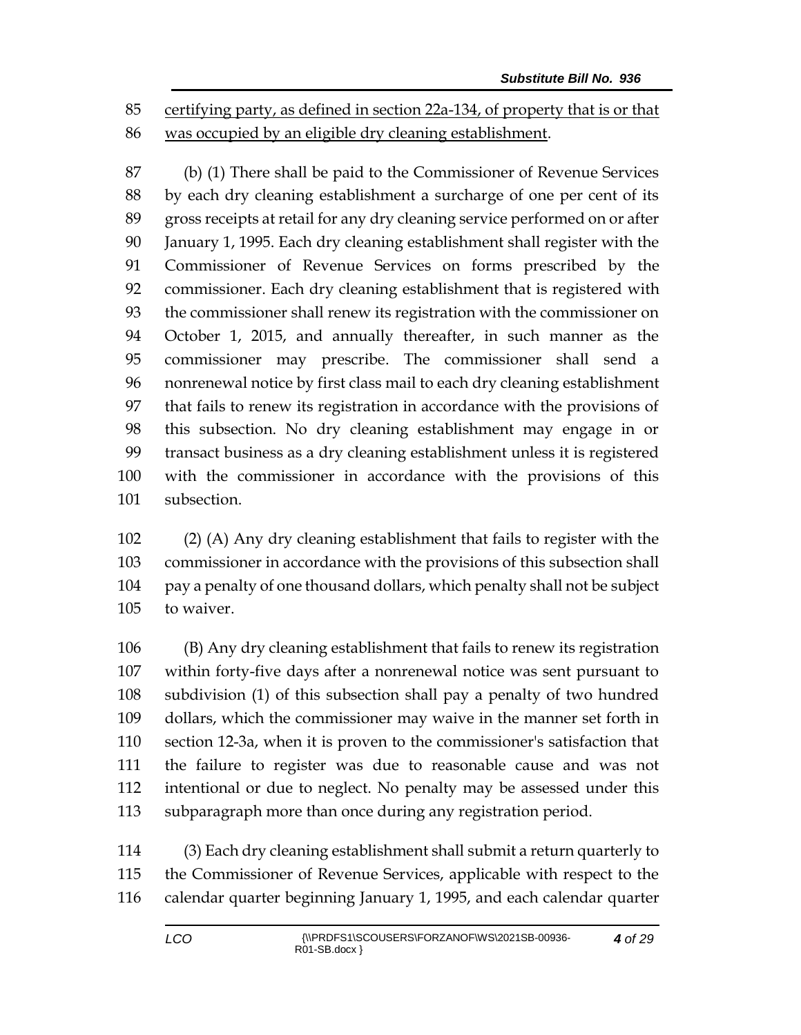certifying party, as defined in section 22a-134, of property that is or that was occupied by an eligible dry cleaning establishment.

(b) (1) There shall be paid to the Commissioner of Revenue Services by each dry cleaning establishment a surcharge of one per cent of its gross receipts at retail for any dry cleaning service performed on or after January 1, 1995. Each dry cleaning establishment shall register with the Commissioner of Revenue Services on forms prescribed by the commissioner. Each dry cleaning establishment that is registered with the commissioner shall renew its registration with the commissioner on October 1, 2015, and annually thereafter, in such manner as the commissioner may prescribe. The commissioner shall send a nonrenewal notice by first class mail to each dry cleaning establishment that fails to renew its registration in accordance with the provisions of this subsection. No dry cleaning establishment may engage in or transact business as a dry cleaning establishment unless it is registered with the commissioner in accordance with the provisions of this subsection.

(2) (A) Any dry cleaning establishment that fails to register with the commissioner in accordance with the provisions of this subsection shall pay a penalty of one thousand dollars, which penalty shall not be subject to waiver.

(B) Any dry cleaning establishment that fails to renew its registration within forty-five days after a nonrenewal notice was sent pursuant to subdivision (1) of this subsection shall pay a penalty of two hundred dollars, which the commissioner may waive in the manner set forth in section 12-3a, when it is proven to the commissioner's satisfaction that the failure to register was due to reasonable cause and was not intentional or due to neglect. No penalty may be assessed under this subparagraph more than once during any registration period.

(3) Each dry cleaning establishment shall submit a return quarterly to the Commissioner of Revenue Services, applicable with respect to the calendar quarter beginning January 1, 1995, and each calendar quarter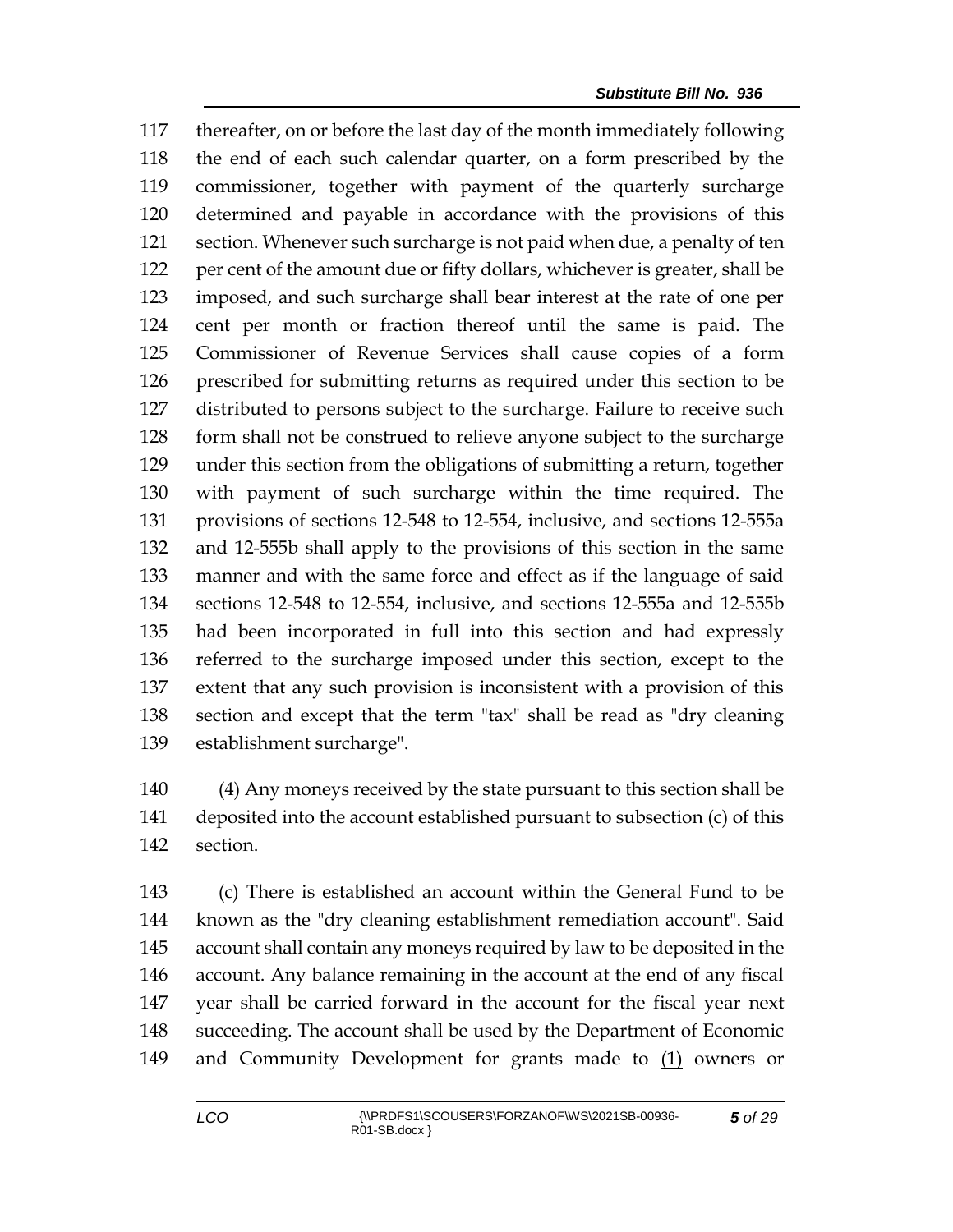thereafter, on or before the last day of the month immediately following the end of each such calendar quarter, on a form prescribed by the commissioner, together with payment of the quarterly surcharge determined and payable in accordance with the provisions of this section. Whenever such surcharge is not paid when due, a penalty of ten per cent of the amount due or fifty dollars, whichever is greater, shall be imposed, and such surcharge shall bear interest at the rate of one per cent per month or fraction thereof until the same is paid. The Commissioner of Revenue Services shall cause copies of a form prescribed for submitting returns as required under this section to be distributed to persons subject to the surcharge. Failure to receive such form shall not be construed to relieve anyone subject to the surcharge under this section from the obligations of submitting a return, together with payment of such surcharge within the time required. The provisions of sections 12-548 to 12-554, inclusive, and sections 12-555a and 12-555b shall apply to the provisions of this section in the same manner and with the same force and effect as if the language of said sections 12-548 to 12-554, inclusive, and sections 12-555a and 12-555b had been incorporated in full into this section and had expressly referred to the surcharge imposed under this section, except to the extent that any such provision is inconsistent with a provision of this section and except that the term "tax" shall be read as "dry cleaning establishment surcharge".

(4) Any moneys received by the state pursuant to this section shall be deposited into the account established pursuant to subsection (c) of this section.

(c) There is established an account within the General Fund to be known as the "dry cleaning establishment remediation account". Said account shall contain any moneys required by law to be deposited in the account. Any balance remaining in the account at the end of any fiscal year shall be carried forward in the account for the fiscal year next succeeding. The account shall be used by the Department of Economic and Community Development for grants made to (1) owners or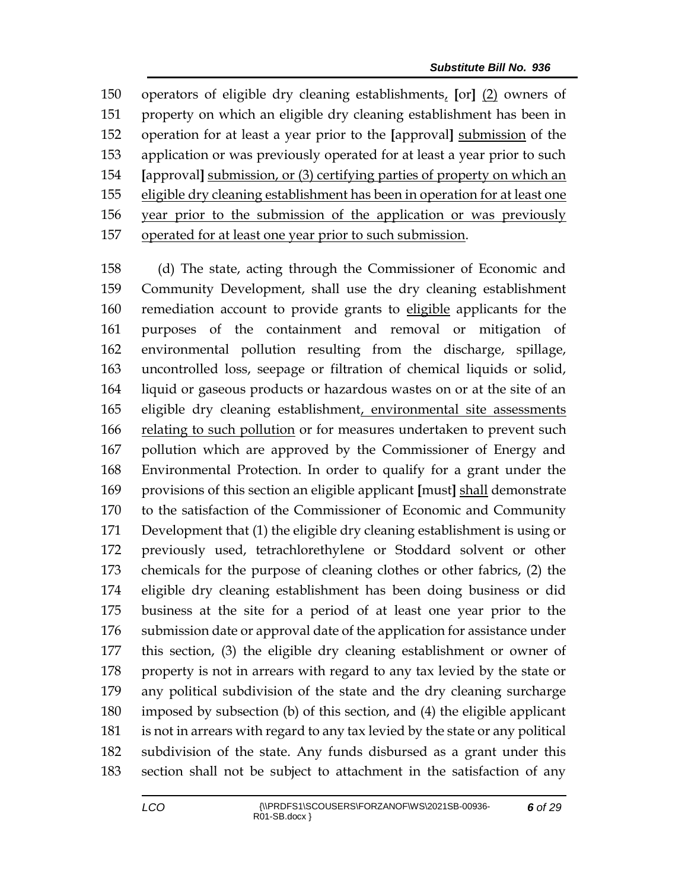150 operators of eligible dry cleaning establishments, [or] (2) owners of
151 property on which an eligible dry cleaning establishment has been in
152 operation for at least a year prior to the [approval] submission of the
153 application or was previously operated for at least a year prior to such
154 [approval] submission, or (3) certifying parties of property on which an
155 eligible dry cleaning establishment has been in operation for at least one
156 year prior to the submission of the application or was previously
157 operated for at least one year prior to such submission.

158 (d) The state, acting through the Commissioner of Economic and
159 Community Development, shall use the dry cleaning establishment
160 remediation account to provide grants to eligible applicants for the
161 purposes of the containment and removal or mitigation of
162 environmental pollution resulting from the discharge, spillage,
163 uncontrolled loss, seepage or filtration of chemical liquids or solid,
164 liquid or gaseous products or hazardous wastes on or at the site of an
165 eligible dry cleaning establishment, environmental site assessments
166 relating to such pollution or for measures undertaken to prevent such
167 pollution which are approved by the Commissioner of Energy and
168 Environmental Protection. In order to qualify for a grant under the
169 provisions of this section an eligible applicant [must] shall demonstrate
170 to the satisfaction of the Commissioner of Economic and Community
171 Development that (1) the eligible dry cleaning establishment is using or
172 previously used, tetrachlorethylene or Stoddard solvent or other
173 chemicals for the purpose of cleaning clothes or other fabrics, (2) the
174 eligible dry cleaning establishment has been doing business or did
175 business at the site for a period of at least one year prior to the
176 submission date or approval date of the application for assistance under
177 this section, (3) the eligible dry cleaning establishment or owner of
178 property is not in arrears with regard to any tax levied by the state or
179 any political subdivision of the state and the dry cleaning surcharge
180 imposed by subsection (b) of this section, and (4) the eligible applicant
181 is not in arrears with regard to any tax levied by the state or any political
182 subdivision of the state. Any funds disbursed as a grant under this
183 section shall not be subject to attachment in the satisfaction of any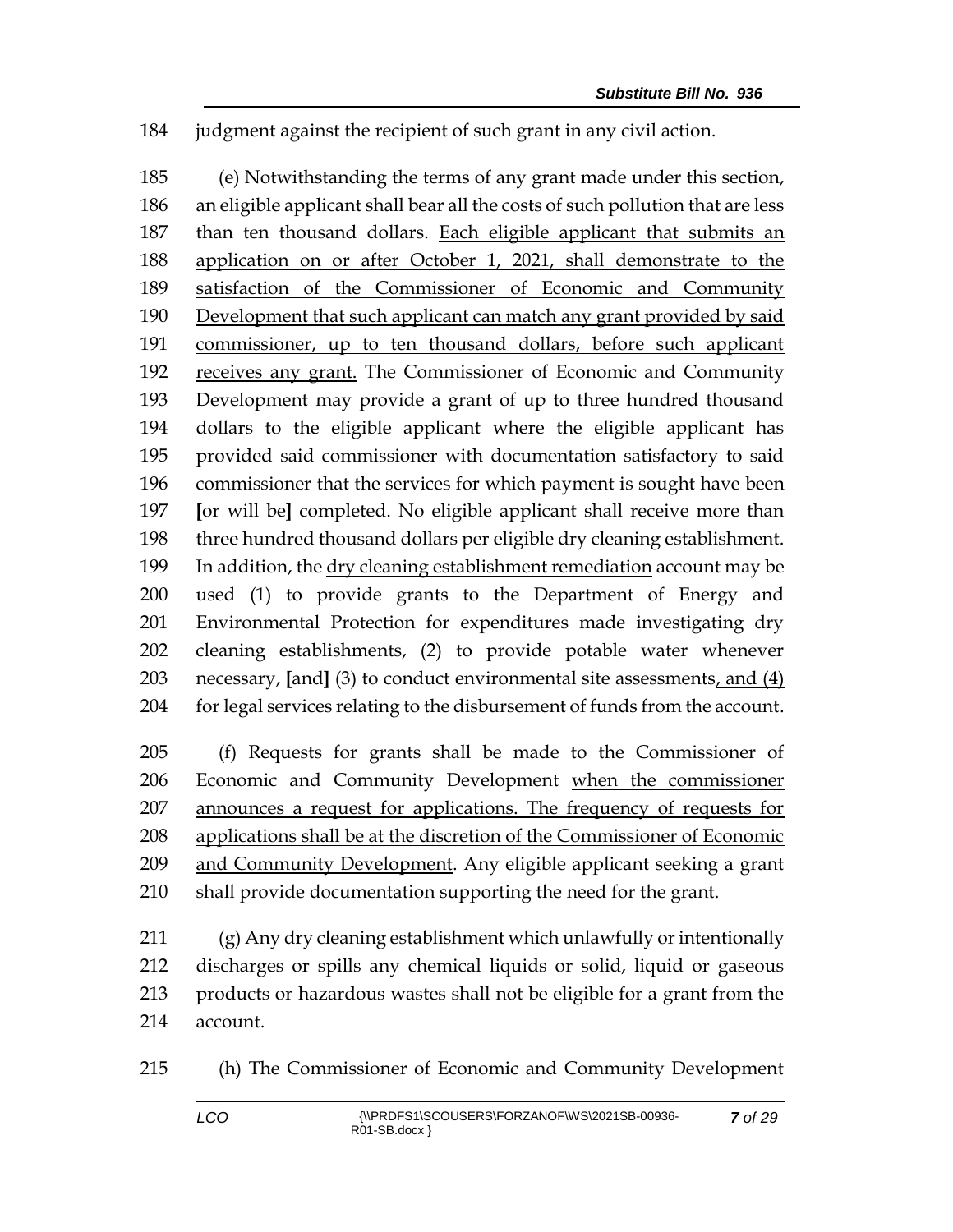judgment against the recipient of such grant in any civil action.

(e) Notwithstanding the terms of any grant made under this section, an eligible applicant shall bear all the costs of such pollution that are less than ten thousand dollars. Each eligible applicant that submits an application on or after October 1, 2021, shall demonstrate to the satisfaction of the Commissioner of Economic and Community Development that such applicant can match any grant provided by said commissioner, up to ten thousand dollars, before such applicant receives any grant. The Commissioner of Economic and Community Development may provide a grant of up to three hundred thousand dollars to the eligible applicant where the eligible applicant has provided said commissioner with documentation satisfactory to said commissioner that the services for which payment is sought have been **[**or will be**]** completed. No eligible applicant shall receive more than three hundred thousand dollars per eligible dry cleaning establishment. In addition, the dry cleaning establishment remediation account may be used (1) to provide grants to the Department of Energy and Environmental Protection for expenditures made investigating dry cleaning establishments, (2) to provide potable water whenever necessary, **[**and**]** (3) to conduct environmental site assessments, and (4) for legal services relating to the disbursement of funds from the account.

(f) Requests for grants shall be made to the Commissioner of Economic and Community Development when the commissioner announces a request for applications. The frequency of requests for applications shall be at the discretion of the Commissioner of Economic and Community Development. Any eligible applicant seeking a grant shall provide documentation supporting the need for the grant.

(g) Any dry cleaning establishment which unlawfully or intentionally discharges or spills any chemical liquids or solid, liquid or gaseous products or hazardous wastes shall not be eligible for a grant from the account.

(h) The Commissioner of Economic and Community Development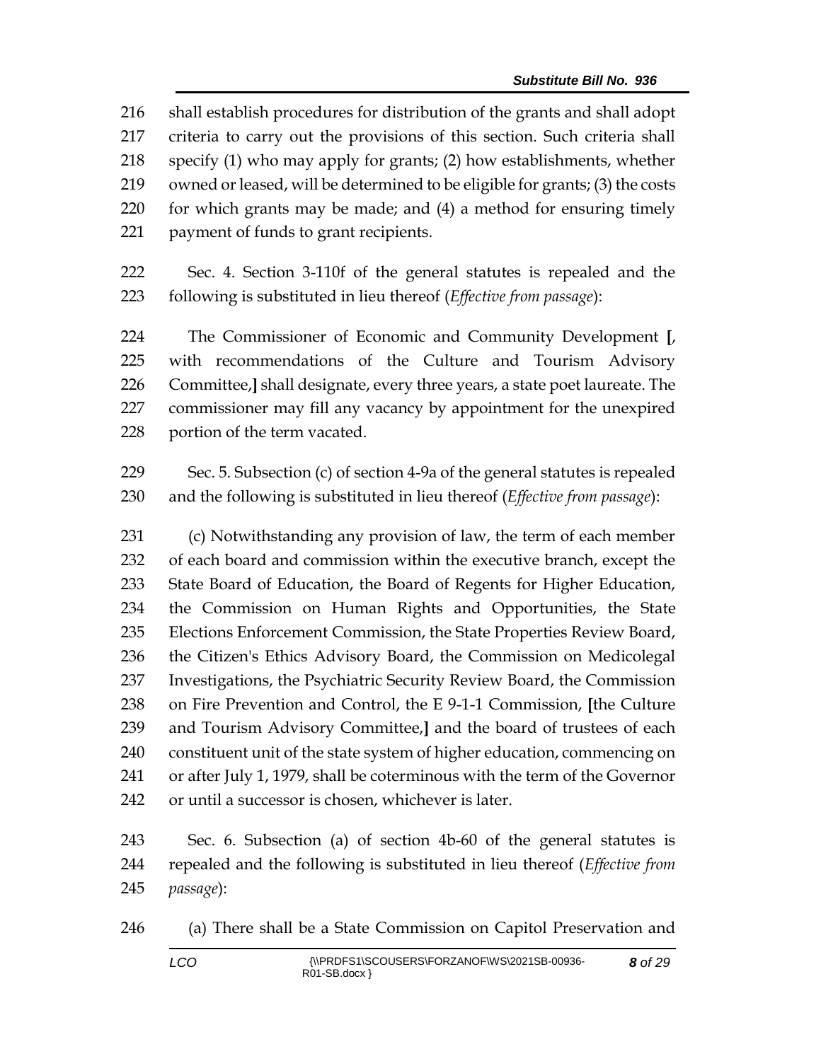216 shall establish procedures for distribution of the grants and shall adopt
217 criteria to carry out the provisions of this section. Such criteria shall
218 specify (1) who may apply for grants; (2) how establishments, whether
219 owned or leased, will be determined to be eligible for grants; (3) the costs
220 for which grants may be made; and (4) a method for ensuring timely
221 payment of funds to grant recipients.

222 Sec. 4. Section 3-110f of the general statutes is repealed and the
223 following is substituted in lieu thereof (*Effective from passage*):

224 The Commissioner of Economic and Community Development **[**,
225 with recommendations of the Culture and Tourism Advisory
226 Committee,**]** shall designate, every three years, a state poet laureate. The
227 commissioner may fill any vacancy by appointment for the unexpired
228 portion of the term vacated.

229 Sec. 5. Subsection (c) of section 4-9a of the general statutes is repealed
230 and the following is substituted in lieu thereof (*Effective from passage*):

231 (c) Notwithstanding any provision of law, the term of each member
232 of each board and commission within the executive branch, except the
233 State Board of Education, the Board of Regents for Higher Education,
234 the Commission on Human Rights and Opportunities, the State
235 Elections Enforcement Commission, the State Properties Review Board,
236 the Citizen's Ethics Advisory Board, the Commission on Medicolegal
237 Investigations, the Psychiatric Security Review Board, the Commission
238 on Fire Prevention and Control, the E 9-1-1 Commission, **[**the Culture
239 and Tourism Advisory Committee,**]** and the board of trustees of each
240 constituent unit of the state system of higher education, commencing on
241 or after July 1, 1979, shall be coterminous with the term of the Governor
242 or until a successor is chosen, whichever is later.

243 Sec. 6. Subsection (a) of section 4b-60 of the general statutes is
244 repealed and the following is substituted in lieu thereof (*Effective from*
245 *passage*):

246 (a) There shall be a State Commission on Capitol Preservation and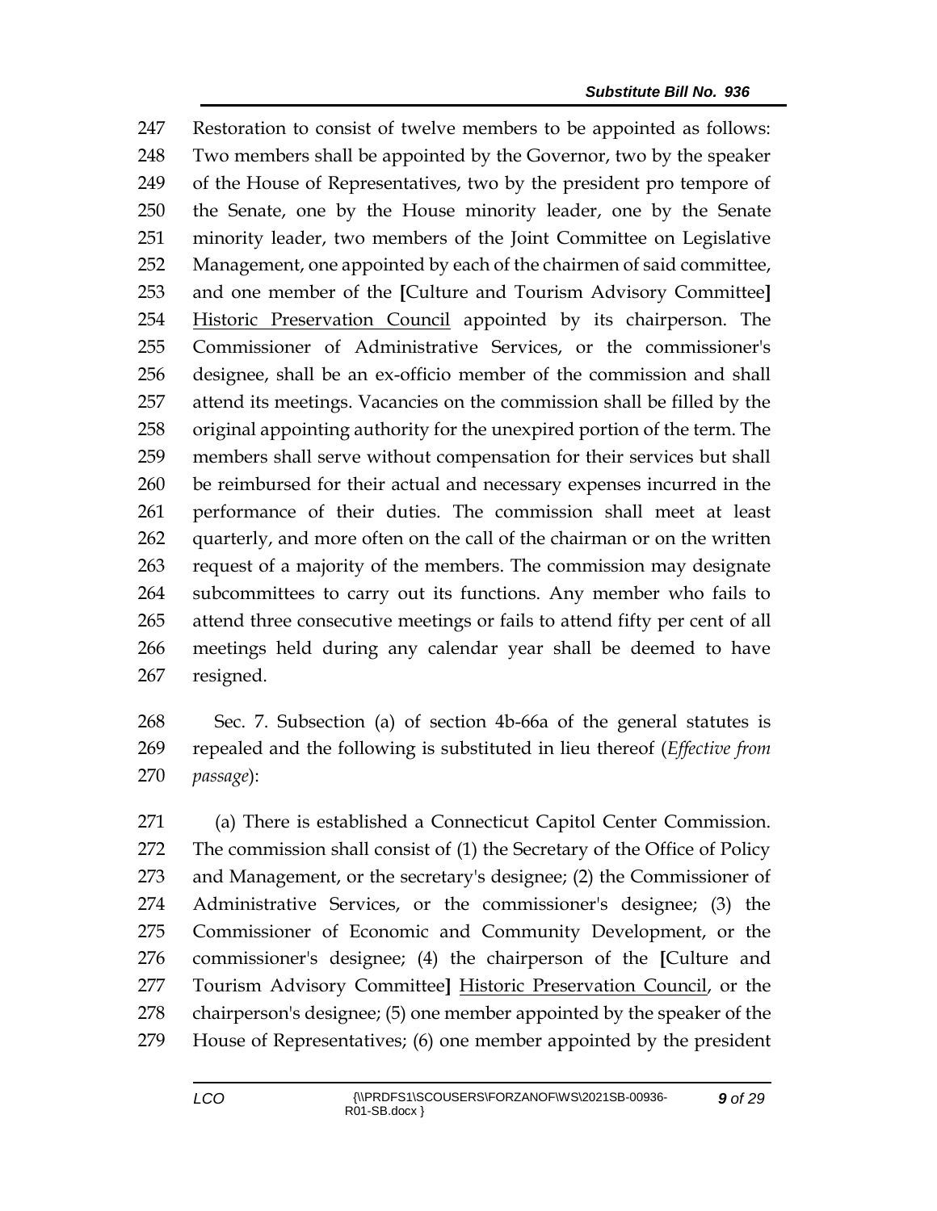247 Restoration to consist of twelve members to be appointed as follows:
248 Two members shall be appointed by the Governor, two by the speaker
249 of the House of Representatives, two by the president pro tempore of
250 the Senate, one by the House minority leader, one by the Senate
251 minority leader, two members of the Joint Committee on Legislative
252 Management, one appointed by each of the chairmen of said committee,
253 and one member of the **[**Culture and Tourism Advisory Committee**]**
254 <u>Historic Preservation Council</u> appointed by its chairperson. The
255 Commissioner of Administrative Services, or the commissioner's
256 designee, shall be an ex-officio member of the commission and shall
257 attend its meetings. Vacancies on the commission shall be filled by the
258 original appointing authority for the unexpired portion of the term. The
259 members shall serve without compensation for their services but shall
260 be reimbursed for their actual and necessary expenses incurred in the
261 performance of their duties. The commission shall meet at least
262 quarterly, and more often on the call of the chairman or on the written
263 request of a majority of the members. The commission may designate
264 subcommittees to carry out its functions. Any member who fails to
265 attend three consecutive meetings or fails to attend fifty per cent of all
266 meetings held during any calendar year shall be deemed to have
267 resigned.

268 Sec. 7. Subsection (a) of section 4b-66a of the general statutes is
269 repealed and the following is substituted in lieu thereof (*Effective from*
270 *passage*):

271 (a) There is established a Connecticut Capitol Center Commission.
272 The commission shall consist of (1) the Secretary of the Office of Policy
273 and Management, or the secretary's designee; (2) the Commissioner of
274 Administrative Services, or the commissioner's designee; (3) the
275 Commissioner of Economic and Community Development, or the
276 commissioner's designee; (4) the chairperson of the **[**Culture and
277 Tourism Advisory Committee**]** <u>Historic Preservation Council</u>, or the
278 chairperson's designee; (5) one member appointed by the speaker of the
279 House of Representatives; (6) one member appointed by the president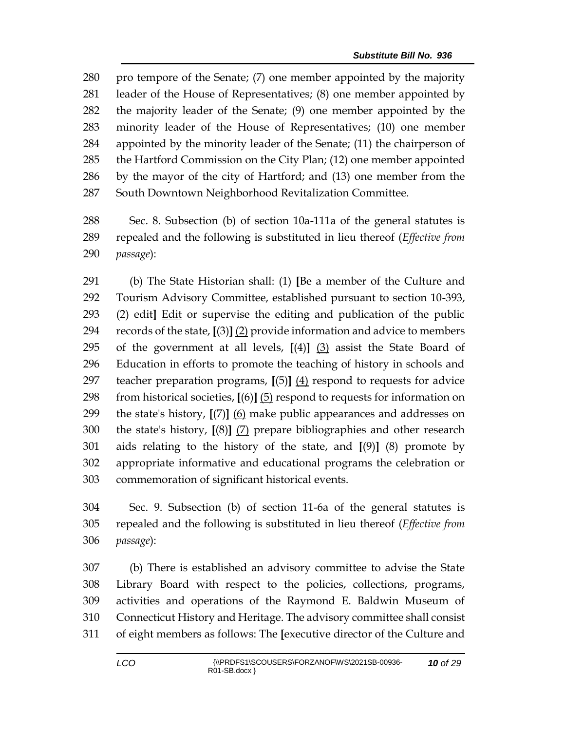pro tempore of the Senate; (7) one member appointed by the majority leader of the House of Representatives; (8) one member appointed by the majority leader of the Senate; (9) one member appointed by the minority leader of the House of Representatives; (10) one member appointed by the minority leader of the Senate; (11) the chairperson of the Hartford Commission on the City Plan; (12) one member appointed by the mayor of the city of Hartford; and (13) one member from the South Downtown Neighborhood Revitalization Committee.

Sec. 8. Subsection (b) of section 10a-111a of the general statutes is repealed and the following is substituted in lieu thereof (*Effective from passage*):

(b) The State Historian shall: (1) **[**Be a member of the Culture and Tourism Advisory Committee, established pursuant to section 10-393, (2) edit**]** <u>Edit</u> or supervise the editing and publication of the public records of the state, **[**(3)**]** <u>(2)</u> provide information and advice to members of the government at all levels, **[**(4)**]** <u>(3)</u> assist the State Board of Education in efforts to promote the teaching of history in schools and teacher preparation programs, **[**(5)**]** <u>(4)</u> respond to requests for advice from historical societies, **[**(6)**]** <u>(5)</u> respond to requests for information on the state's history, **[**(7)**]** <u>(6)</u> make public appearances and addresses on the state's history, **[**(8)**]** <u>(7)</u> prepare bibliographies and other research aids relating to the history of the state, and **[**(9)**]** <u>(8)</u> promote by appropriate informative and educational programs the celebration or commemoration of significant historical events.

Sec. 9. Subsection (b) of section 11-6a of the general statutes is repealed and the following is substituted in lieu thereof (*Effective from passage*):

(b) There is established an advisory committee to advise the State Library Board with respect to the policies, collections, programs, activities and operations of the Raymond E. Baldwin Museum of Connecticut History and Heritage. The advisory committee shall consist of eight members as follows: The **[**executive director of the Culture and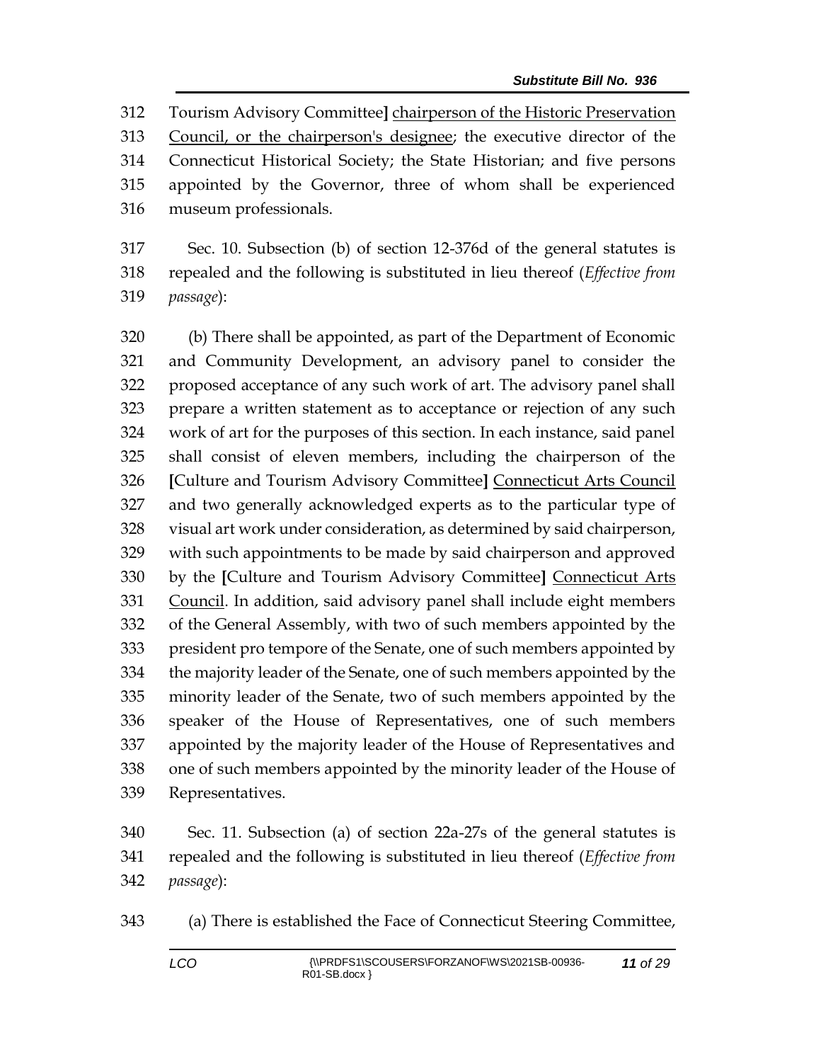Tourism Advisory Committee] chairperson of the Historic Preservation Council, or the chairperson's designee; the executive director of the Connecticut Historical Society; the State Historian; and five persons appointed by the Governor, three of whom shall be experienced museum professionals.

Sec. 10. Subsection (b) of section 12-376d of the general statutes is repealed and the following is substituted in lieu thereof (*Effective from passage*):

(b) There shall be appointed, as part of the Department of Economic and Community Development, an advisory panel to consider the proposed acceptance of any such work of art. The advisory panel shall prepare a written statement as to acceptance or rejection of any such work of art for the purposes of this section. In each instance, said panel shall consist of eleven members, including the chairperson of the [Culture and Tourism Advisory Committee] Connecticut Arts Council and two generally acknowledged experts as to the particular type of visual art work under consideration, as determined by said chairperson, with such appointments to be made by said chairperson and approved by the [Culture and Tourism Advisory Committee] Connecticut Arts Council. In addition, said advisory panel shall include eight members of the General Assembly, with two of such members appointed by the president pro tempore of the Senate, one of such members appointed by the majority leader of the Senate, one of such members appointed by the minority leader of the Senate, two of such members appointed by the speaker of the House of Representatives, one of such members appointed by the majority leader of the House of Representatives and one of such members appointed by the minority leader of the House of Representatives.

Sec. 11. Subsection (a) of section 22a-27s of the general statutes is repealed and the following is substituted in lieu thereof (*Effective from passage*):

(a) There is established the Face of Connecticut Steering Committee,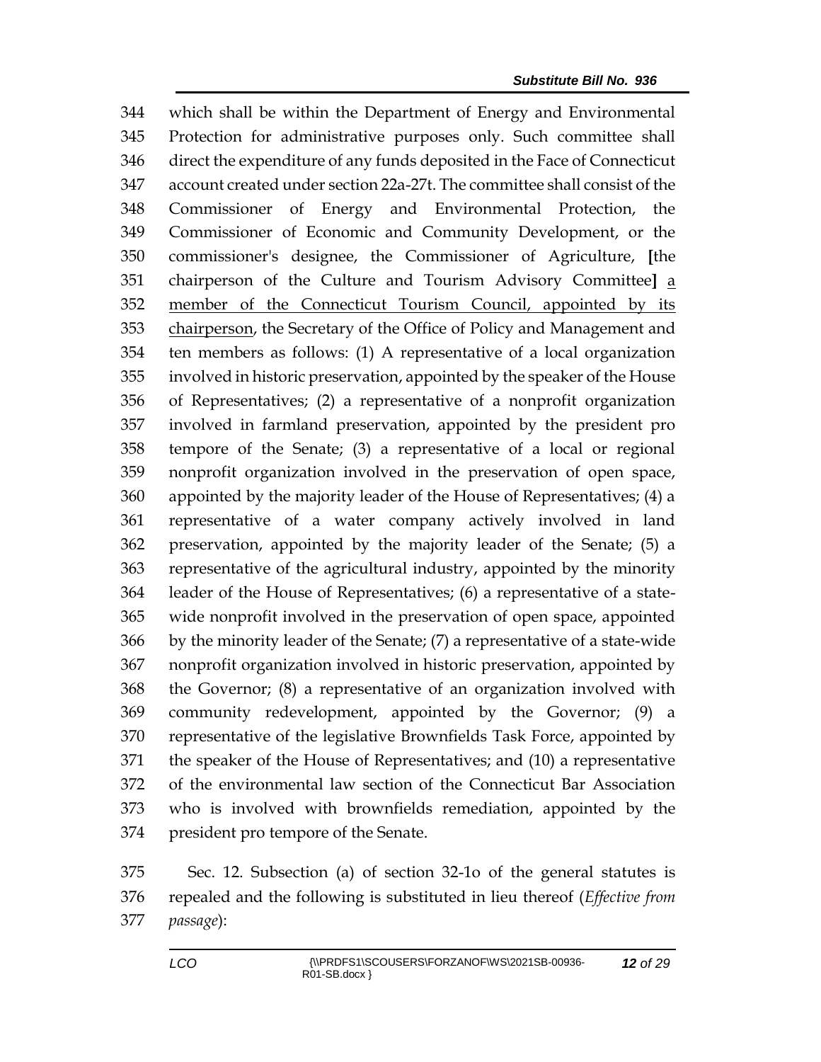344 which shall be within the Department of Energy and Environmental
345 Protection for administrative purposes only. Such committee shall
346 direct the expenditure of any funds deposited in the Face of Connecticut
347 account created under section 22a-27t. The committee shall consist of the
348 Commissioner of Energy and Environmental Protection, the
349 Commissioner of Economic and Community Development, or the
350 commissioner's designee, the Commissioner of Agriculture, **[**the
351 chairperson of the Culture and Tourism Advisory Committee**]** <u>a</u>
352 <u>member of the Connecticut Tourism Council, appointed by its</u>
353 <u>chairperson</u>, the Secretary of the Office of Policy and Management and
354 ten members as follows: (1) A representative of a local organization
355 involved in historic preservation, appointed by the speaker of the House
356 of Representatives; (2) a representative of a nonprofit organization
357 involved in farmland preservation, appointed by the president pro
358 tempore of the Senate; (3) a representative of a local or regional
359 nonprofit organization involved in the preservation of open space,
360 appointed by the majority leader of the House of Representatives; (4) a
361 representative of a water company actively involved in land
362 preservation, appointed by the majority leader of the Senate; (5) a
363 representative of the agricultural industry, appointed by the minority
364 leader of the House of Representatives; (6) a representative of a state-
365 wide nonprofit involved in the preservation of open space, appointed
366 by the minority leader of the Senate; (7) a representative of a state-wide
367 nonprofit organization involved in historic preservation, appointed by
368 the Governor; (8) a representative of an organization involved with
369 community redevelopment, appointed by the Governor; (9) a
370 representative of the legislative Brownfields Task Force, appointed by
371 the speaker of the House of Representatives; and (10) a representative
372 of the environmental law section of the Connecticut Bar Association
373 who is involved with brownfields remediation, appointed by the
374 president pro tempore of the Senate.

375 Sec. 12. Subsection (a) of section 32-1o of the general statutes is
376 repealed and the following is substituted in lieu thereof (*Effective from*
377 *passage*):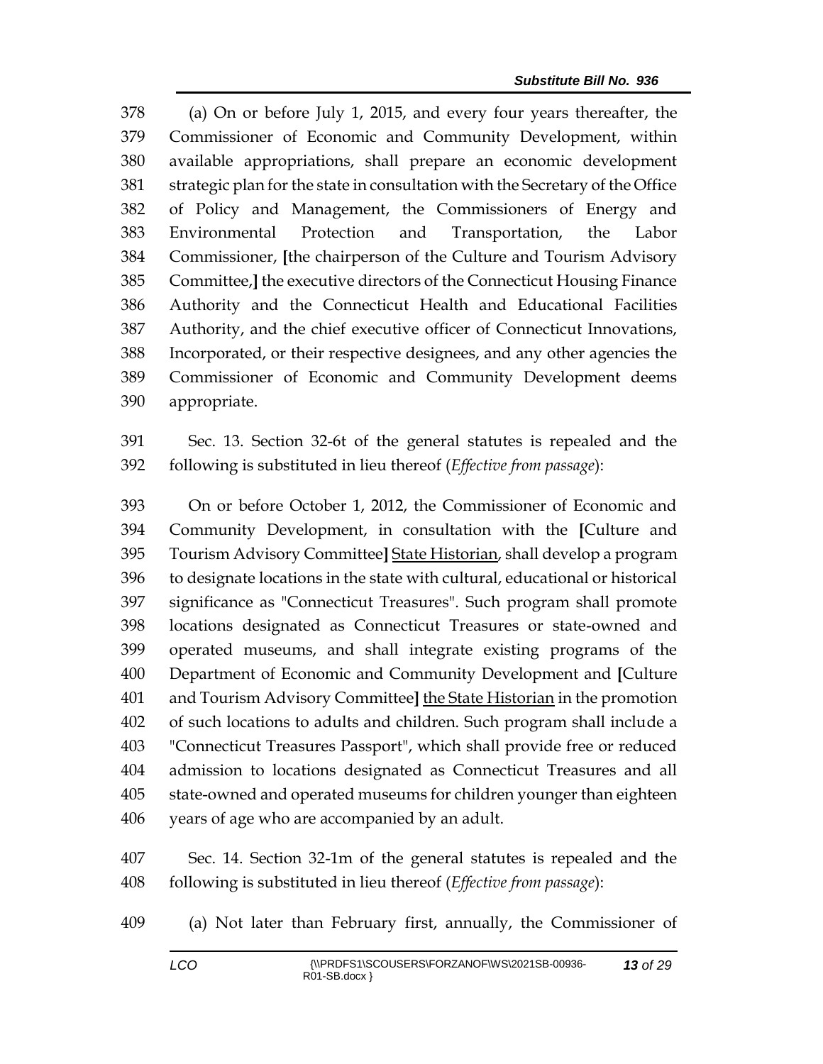(a) On or before July 1, 2015, and every four years thereafter, the Commissioner of Economic and Community Development, within available appropriations, shall prepare an economic development strategic plan for the state in consultation with the Secretary of the Office of Policy and Management, the Commissioners of Energy and Environmental Protection and Transportation, the Labor Commissioner, [the chairperson of the Culture and Tourism Advisory Committee,] the executive directors of the Connecticut Housing Finance Authority and the Connecticut Health and Educational Facilities Authority, and the chief executive officer of Connecticut Innovations, Incorporated, or their respective designees, and any other agencies the Commissioner of Economic and Community Development deems appropriate.

Sec. 13. Section 32-6t of the general statutes is repealed and the following is substituted in lieu thereof (*Effective from passage*):

On or before October 1, 2012, the Commissioner of Economic and Community Development, in consultation with the [Culture and Tourism Advisory Committee] <u>State Historian</u>, shall develop a program to designate locations in the state with cultural, educational or historical significance as "Connecticut Treasures". Such program shall promote locations designated as Connecticut Treasures or state-owned and operated museums, and shall integrate existing programs of the Department of Economic and Community Development and [Culture and Tourism Advisory Committee] <u>the State Historian</u> in the promotion of such locations to adults and children. Such program shall include a "Connecticut Treasures Passport", which shall provide free or reduced admission to locations designated as Connecticut Treasures and all state-owned and operated museums for children younger than eighteen years of age who are accompanied by an adult.

Sec. 14. Section 32-1m of the general statutes is repealed and the following is substituted in lieu thereof (*Effective from passage*):

(a) Not later than February first, annually, the Commissioner of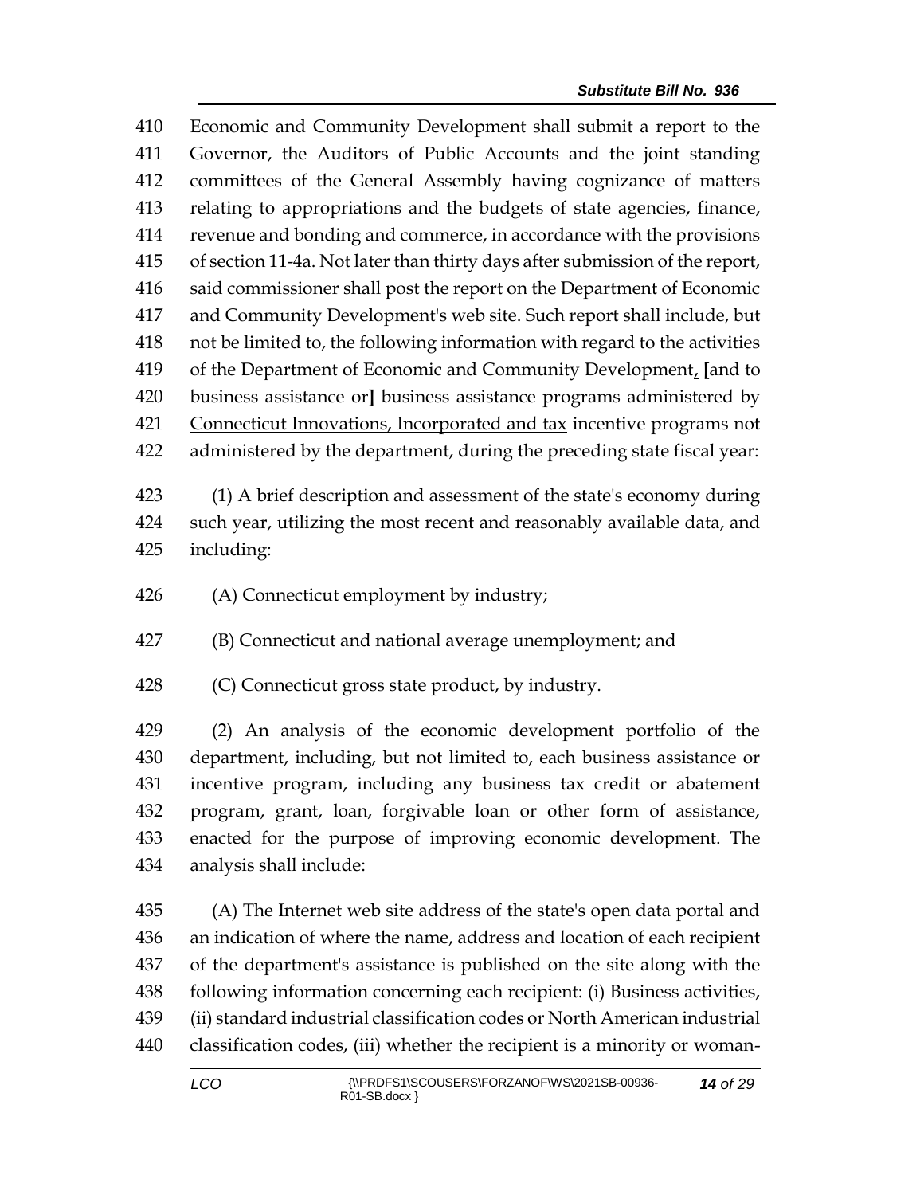Economic and Community Development shall submit a report to the Governor, the Auditors of Public Accounts and the joint standing committees of the General Assembly having cognizance of matters relating to appropriations and the budgets of state agencies, finance, revenue and bonding and commerce, in accordance with the provisions of section 11-4a. Not later than thirty days after submission of the report, said commissioner shall post the report on the Department of Economic and Community Development's web site. Such report shall include, but not be limited to, the following information with regard to the activities of the Department of Economic and Community Development, [and to business assistance or] business assistance programs administered by Connecticut Innovations, Incorporated and tax incentive programs not administered by the department, during the preceding state fiscal year:

(1) A brief description and assessment of the state's economy during such year, utilizing the most recent and reasonably available data, and including:

(A) Connecticut employment by industry;

(B) Connecticut and national average unemployment; and

(C) Connecticut gross state product, by industry.

(2) An analysis of the economic development portfolio of the department, including, but not limited to, each business assistance or incentive program, including any business tax credit or abatement program, grant, loan, forgivable loan or other form of assistance, enacted for the purpose of improving economic development. The analysis shall include:

(A) The Internet web site address of the state's open data portal and an indication of where the name, address and location of each recipient of the department's assistance is published on the site along with the following information concerning each recipient: (i) Business activities, (ii) standard industrial classification codes or North American industrial classification codes, (iii) whether the recipient is a minority or woman-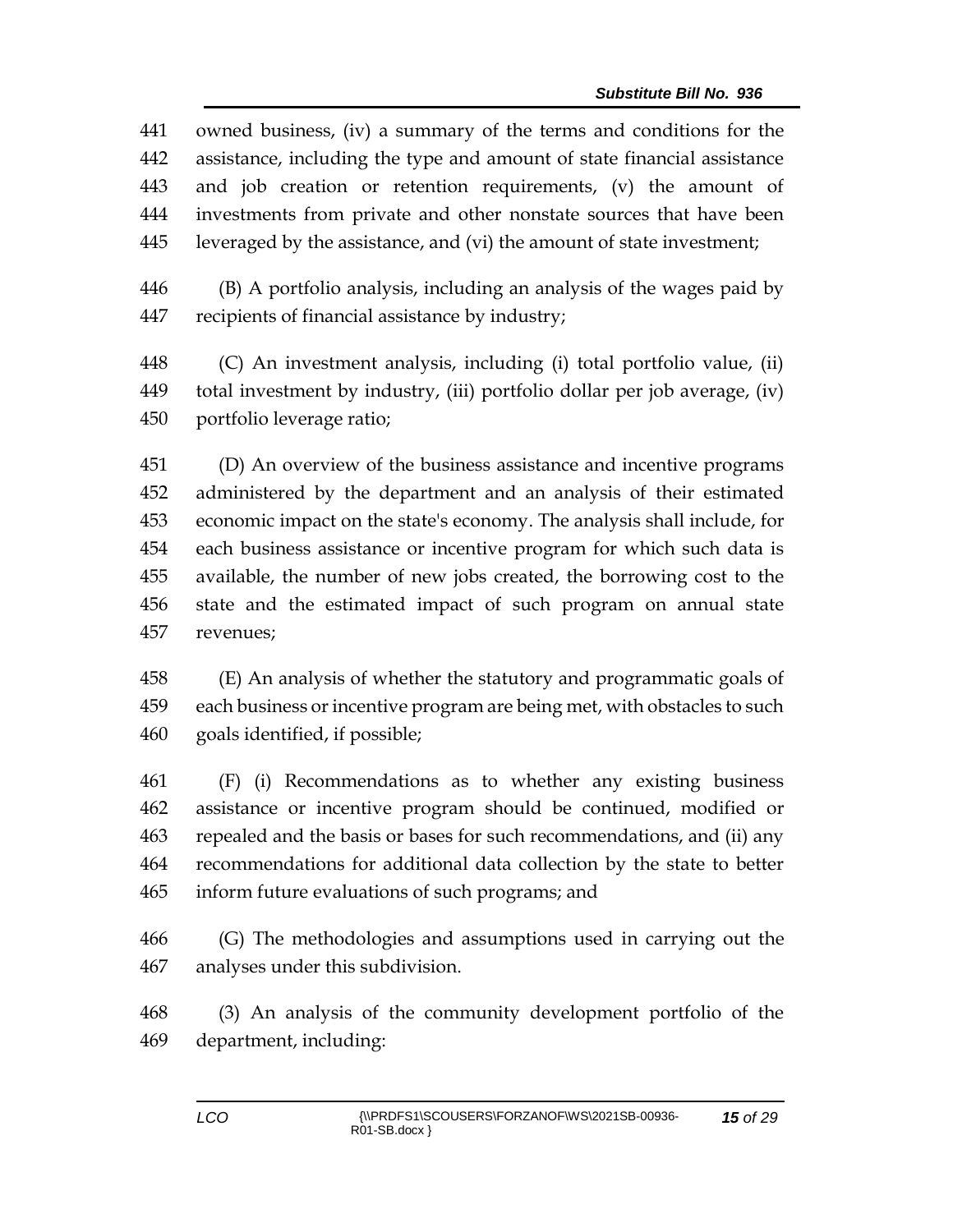owned business, (iv) a summary of the terms and conditions for the assistance, including the type and amount of state financial assistance and job creation or retention requirements, (v) the amount of investments from private and other nonstate sources that have been leveraged by the assistance, and (vi) the amount of state investment;

(B) A portfolio analysis, including an analysis of the wages paid by recipients of financial assistance by industry;

(C) An investment analysis, including (i) total portfolio value, (ii) total investment by industry, (iii) portfolio dollar per job average, (iv) portfolio leverage ratio;

(D) An overview of the business assistance and incentive programs administered by the department and an analysis of their estimated economic impact on the state's economy. The analysis shall include, for each business assistance or incentive program for which such data is available, the number of new jobs created, the borrowing cost to the state and the estimated impact of such program on annual state revenues;

(E) An analysis of whether the statutory and programmatic goals of each business or incentive program are being met, with obstacles to such goals identified, if possible;

(F) (i) Recommendations as to whether any existing business assistance or incentive program should be continued, modified or repealed and the basis or bases for such recommendations, and (ii) any recommendations for additional data collection by the state to better inform future evaluations of such programs; and

(G) The methodologies and assumptions used in carrying out the analyses under this subdivision.

(3) An analysis of the community development portfolio of the department, including: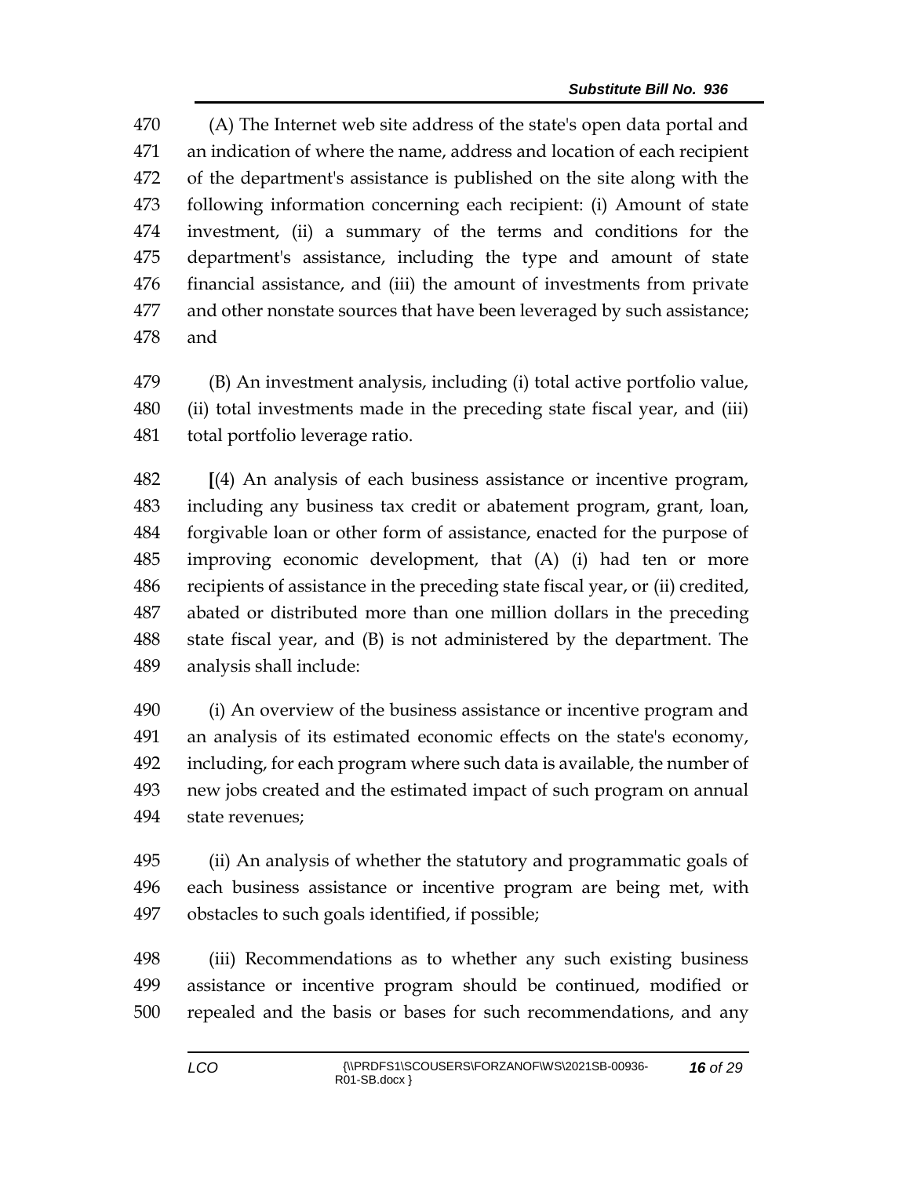(A) The Internet web site address of the state's open data portal and an indication of where the name, address and location of each recipient of the department's assistance is published on the site along with the following information concerning each recipient: (i) Amount of state investment, (ii) a summary of the terms and conditions for the department's assistance, including the type and amount of state financial assistance, and (iii) the amount of investments from private and other nonstate sources that have been leveraged by such assistance; and

(B) An investment analysis, including (i) total active portfolio value, (ii) total investments made in the preceding state fiscal year, and (iii) total portfolio leverage ratio.

**[**(4) An analysis of each business assistance or incentive program, including any business tax credit or abatement program, grant, loan, forgivable loan or other form of assistance, enacted for the purpose of improving economic development, that (A) (i) had ten or more recipients of assistance in the preceding state fiscal year, or (ii) credited, abated or distributed more than one million dollars in the preceding state fiscal year, and (B) is not administered by the department. The analysis shall include:

(i) An overview of the business assistance or incentive program and an analysis of its estimated economic effects on the state's economy, including, for each program where such data is available, the number of new jobs created and the estimated impact of such program on annual state revenues;

(ii) An analysis of whether the statutory and programmatic goals of each business assistance or incentive program are being met, with obstacles to such goals identified, if possible;

(iii) Recommendations as to whether any such existing business assistance or incentive program should be continued, modified or repealed and the basis or bases for such recommendations, and any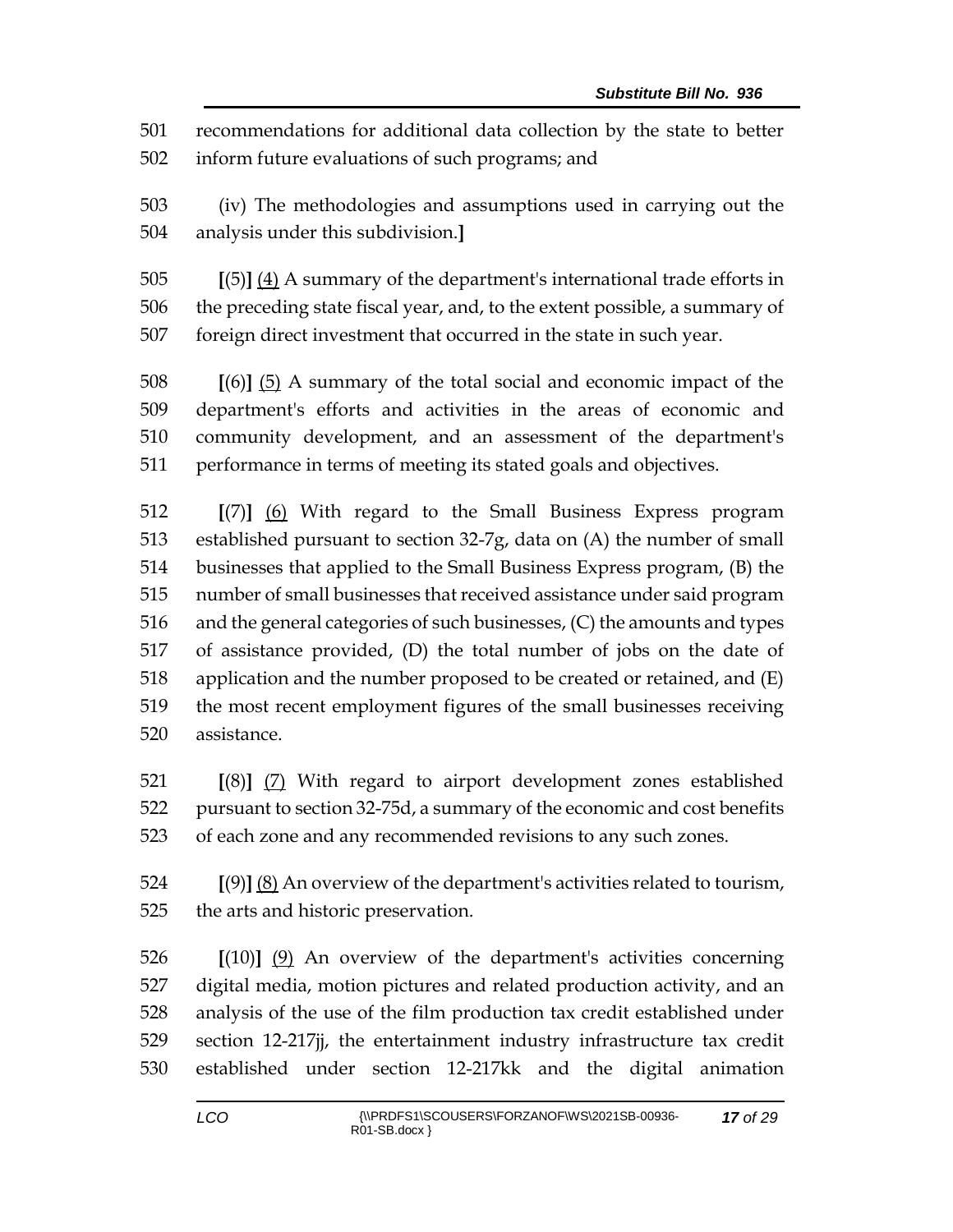501 recommendations for additional data collection by the state to better
502 inform future evaluations of such programs; and

503 (iv) The methodologies and assumptions used in carrying out the
504 analysis under this subdivision.]

505 [(5)] (4) A summary of the department's international trade efforts in
506 the preceding state fiscal year, and, to the extent possible, a summary of
507 foreign direct investment that occurred in the state in such year.

508 [(6)] (5) A summary of the total social and economic impact of the
509 department's efforts and activities in the areas of economic and
510 community development, and an assessment of the department's
511 performance in terms of meeting its stated goals and objectives.

512 [(7)] (6) With regard to the Small Business Express program
513 established pursuant to section 32-7g, data on (A) the number of small
514 businesses that applied to the Small Business Express program, (B) the
515 number of small businesses that received assistance under said program
516 and the general categories of such businesses, (C) the amounts and types
517 of assistance provided, (D) the total number of jobs on the date of
518 application and the number proposed to be created or retained, and (E)
519 the most recent employment figures of the small businesses receiving
520 assistance.

521 [(8)] (7) With regard to airport development zones established
522 pursuant to section 32-75d, a summary of the economic and cost benefits
523 of each zone and any recommended revisions to any such zones.

524 [(9)] (8) An overview of the department's activities related to tourism,
525 the arts and historic preservation.

526 [(10)] (9) An overview of the department's activities concerning
527 digital media, motion pictures and related production activity, and an
528 analysis of the use of the film production tax credit established under
529 section 12-217jj, the entertainment industry infrastructure tax credit
530 established under section 12-217kk and the digital animation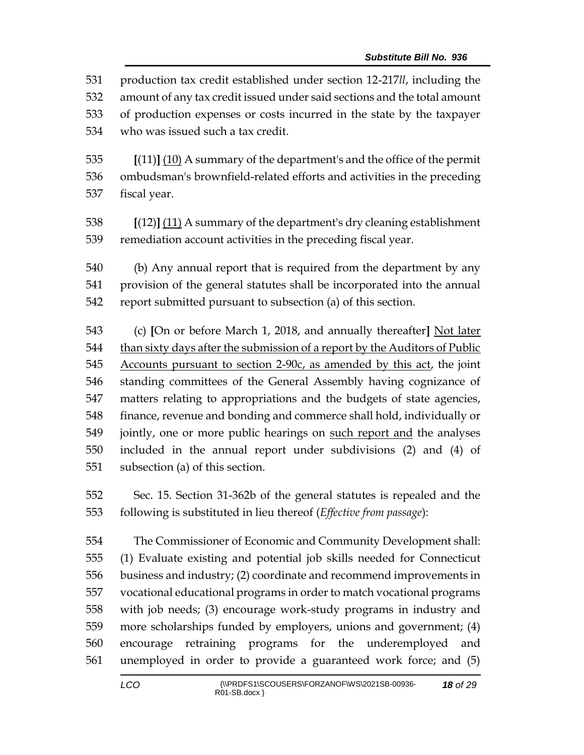production tax credit established under section 12-217*ll*, including the amount of any tax credit issued under said sections and the total amount of production expenses or costs incurred in the state by the taxpayer who was issued such a tax credit.

[(11)] (10) A summary of the department's and the office of the permit ombudsman's brownfield-related efforts and activities in the preceding fiscal year.

[(12)] (11) A summary of the department's dry cleaning establishment remediation account activities in the preceding fiscal year.

(b) Any annual report that is required from the department by any provision of the general statutes shall be incorporated into the annual report submitted pursuant to subsection (a) of this section.

(c) [On or before March 1, 2018, and annually thereafter] Not later than sixty days after the submission of a report by the Auditors of Public Accounts pursuant to section 2-90c, as amended by this act, the joint standing committees of the General Assembly having cognizance of matters relating to appropriations and the budgets of state agencies, finance, revenue and bonding and commerce shall hold, individually or jointly, one or more public hearings on such report and the analyses included in the annual report under subdivisions (2) and (4) of subsection (a) of this section.

Sec. 15. Section 31-362b of the general statutes is repealed and the following is substituted in lieu thereof (*Effective from passage*):

The Commissioner of Economic and Community Development shall: (1) Evaluate existing and potential job skills needed for Connecticut business and industry; (2) coordinate and recommend improvements in vocational educational programs in order to match vocational programs with job needs; (3) encourage work-study programs in industry and more scholarships funded by employers, unions and government; (4) encourage retraining programs for the underemployed and unemployed in order to provide a guaranteed work force; and (5)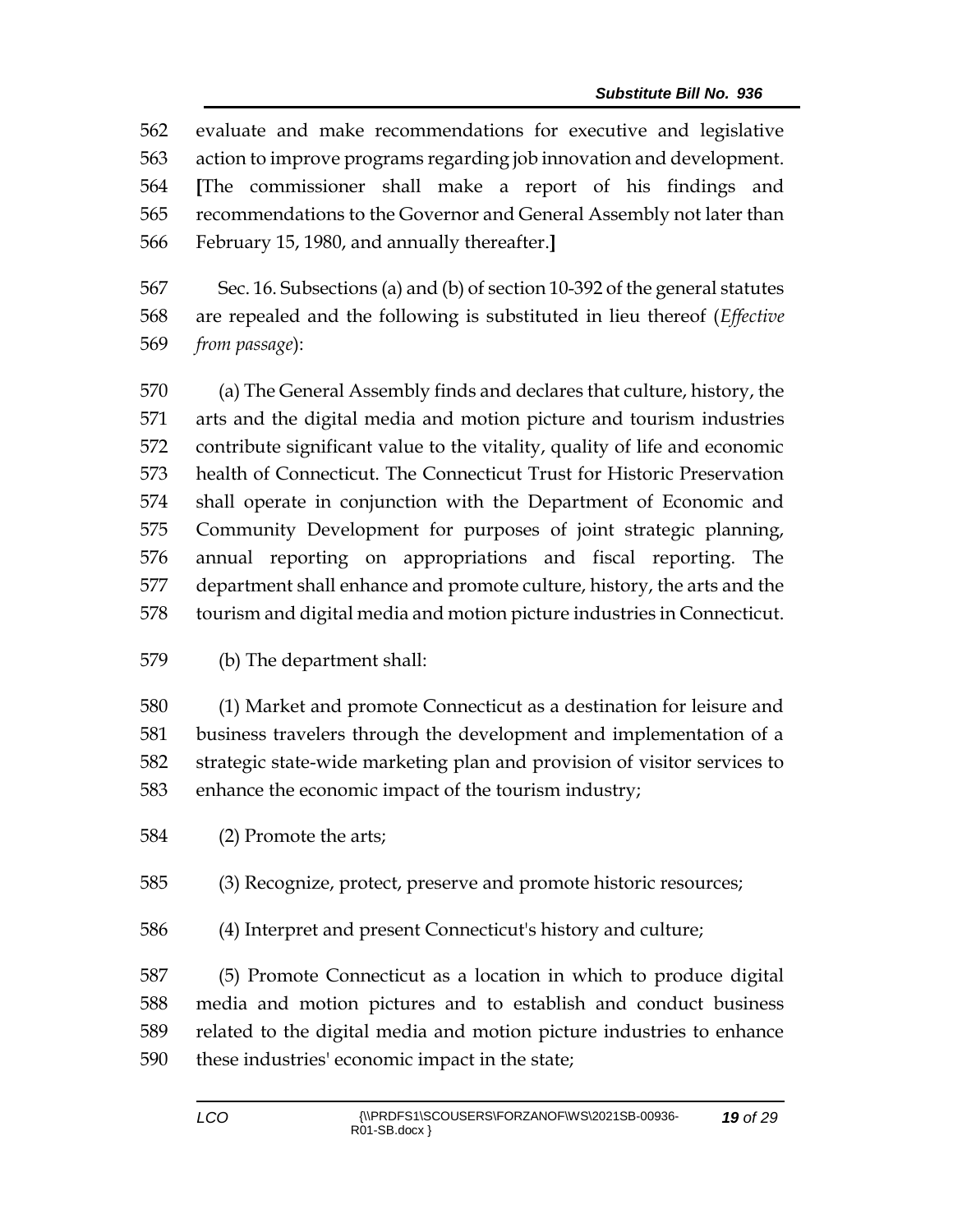562 evaluate and make recommendations for executive and legislative
563 action to improve programs regarding job innovation and development.
564 [The commissioner shall make a report of his findings and
565 recommendations to the Governor and General Assembly not later than
566 February 15, 1980, and annually thereafter.]

567 Sec. 16. Subsections (a) and (b) of section 10-392 of the general statutes
568 are repealed and the following is substituted in lieu thereof (*Effective*
569 *from passage*):

570 (a) The General Assembly finds and declares that culture, history, the
571 arts and the digital media and motion picture and tourism industries
572 contribute significant value to the vitality, quality of life and economic
573 health of Connecticut. The Connecticut Trust for Historic Preservation
574 shall operate in conjunction with the Department of Economic and
575 Community Development for purposes of joint strategic planning,
576 annual reporting on appropriations and fiscal reporting. The
577 department shall enhance and promote culture, history, the arts and the
578 tourism and digital media and motion picture industries in Connecticut.

579 (b) The department shall:

580 (1) Market and promote Connecticut as a destination for leisure and
581 business travelers through the development and implementation of a
582 strategic state-wide marketing plan and provision of visitor services to
583 enhance the economic impact of the tourism industry;

584 (2) Promote the arts;

585 (3) Recognize, protect, preserve and promote historic resources;

586 (4) Interpret and present Connecticut's history and culture;

587 (5) Promote Connecticut as a location in which to produce digital
588 media and motion pictures and to establish and conduct business
589 related to the digital media and motion picture industries to enhance
590 these industries' economic impact in the state;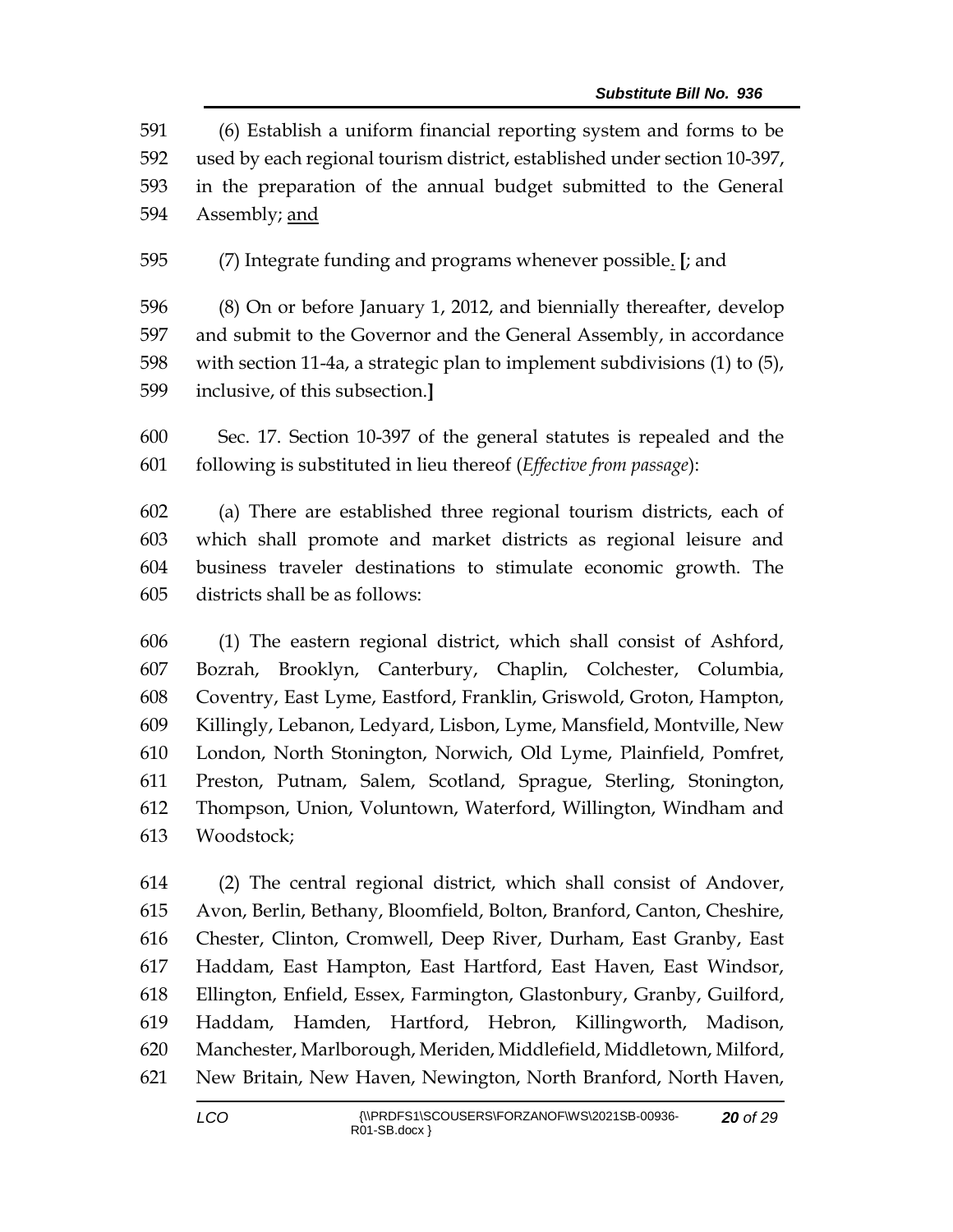(6) Establish a uniform financial reporting system and forms to be used by each regional tourism district, established under section 10-397, in the preparation of the annual budget submitted to the General Assembly; <u>and</u>

(7) Integrate funding and programs whenever possible<u>.</u> **[**; and

(8) On or before January 1, 2012, and biennially thereafter, develop and submit to the Governor and the General Assembly, in accordance with section 11-4a, a strategic plan to implement subdivisions (1) to (5), inclusive, of this subsection.**]**

Sec. 17. Section 10-397 of the general statutes is repealed and the following is substituted in lieu thereof (*Effective from passage*):

(a) There are established three regional tourism districts, each of which shall promote and market districts as regional leisure and business traveler destinations to stimulate economic growth. The districts shall be as follows:

(1) The eastern regional district, which shall consist of Ashford, Bozrah, Brooklyn, Canterbury, Chaplin, Colchester, Columbia, Coventry, East Lyme, Eastford, Franklin, Griswold, Groton, Hampton, Killingly, Lebanon, Ledyard, Lisbon, Lyme, Mansfield, Montville, New London, North Stonington, Norwich, Old Lyme, Plainfield, Pomfret, Preston, Putnam, Salem, Scotland, Sprague, Sterling, Stonington, Thompson, Union, Voluntown, Waterford, Willington, Windham and Woodstock;

(2) The central regional district, which shall consist of Andover, Avon, Berlin, Bethany, Bloomfield, Bolton, Branford, Canton, Cheshire, Chester, Clinton, Cromwell, Deep River, Durham, East Granby, East Haddam, East Hampton, East Hartford, East Haven, East Windsor, Ellington, Enfield, Essex, Farmington, Glastonbury, Granby, Guilford, Haddam, Hamden, Hartford, Hebron, Killingworth, Madison, Manchester, Marlborough, Meriden, Middlefield, Middletown, Milford, New Britain, New Haven, Newington, North Branford, North Haven,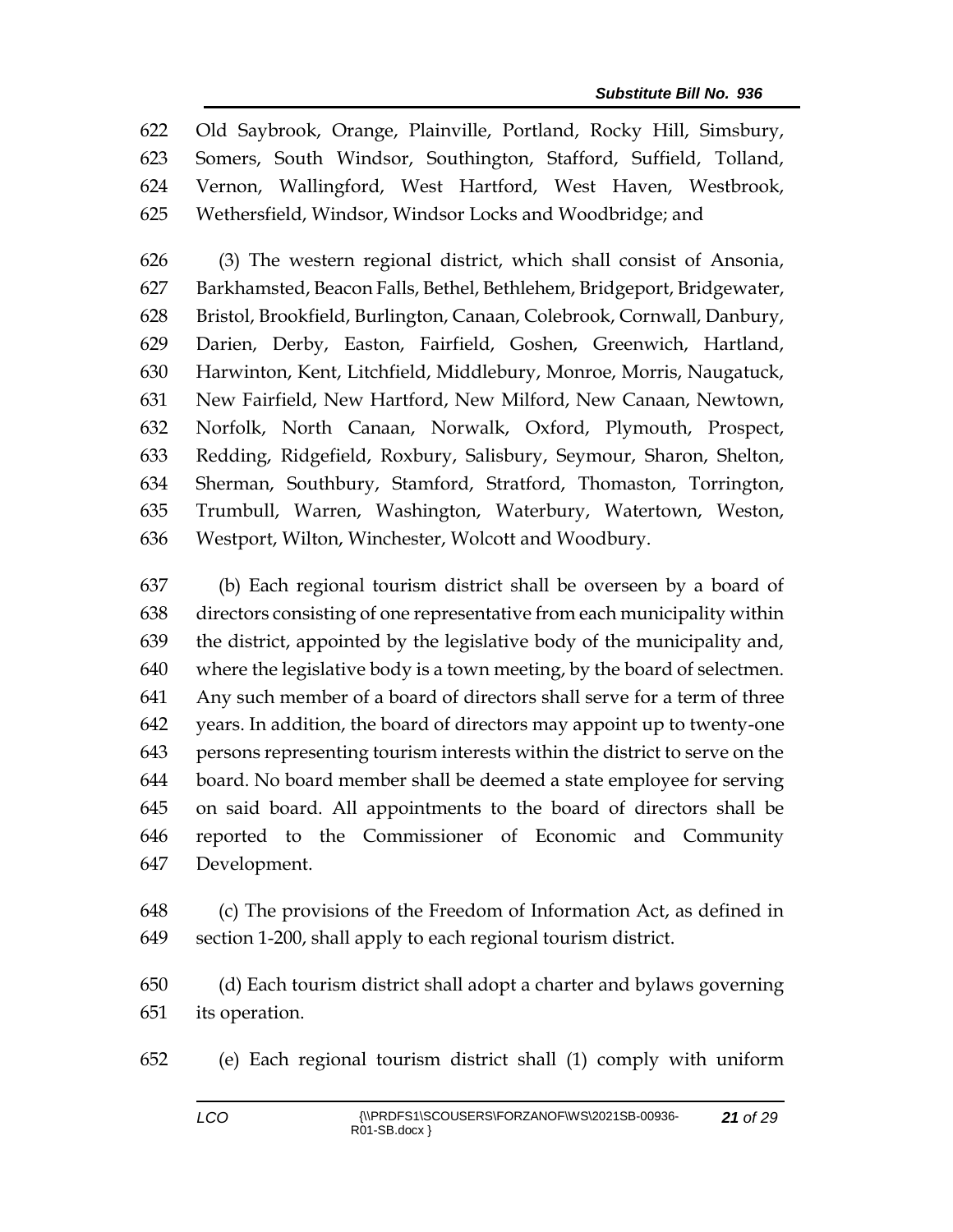Old Saybrook, Orange, Plainville, Portland, Rocky Hill, Simsbury, Somers, South Windsor, Southington, Stafford, Suffield, Tolland, Vernon, Wallingford, West Hartford, West Haven, Westbrook, Wethersfield, Windsor, Windsor Locks and Woodbridge; and

(3) The western regional district, which shall consist of Ansonia, Barkhamsted, Beacon Falls, Bethel, Bethlehem, Bridgeport, Bridgewater, Bristol, Brookfield, Burlington, Canaan, Colebrook, Cornwall, Danbury, Darien, Derby, Easton, Fairfield, Goshen, Greenwich, Hartland, Harwinton, Kent, Litchfield, Middlebury, Monroe, Morris, Naugatuck, New Fairfield, New Hartford, New Milford, New Canaan, Newtown, Norfolk, North Canaan, Norwalk, Oxford, Plymouth, Prospect, Redding, Ridgefield, Roxbury, Salisbury, Seymour, Sharon, Shelton, Sherman, Southbury, Stamford, Stratford, Thomaston, Torrington, Trumbull, Warren, Washington, Waterbury, Watertown, Weston, Westport, Wilton, Winchester, Wolcott and Woodbury.

(b) Each regional tourism district shall be overseen by a board of directors consisting of one representative from each municipality within the district, appointed by the legislative body of the municipality and, where the legislative body is a town meeting, by the board of selectmen. Any such member of a board of directors shall serve for a term of three years. In addition, the board of directors may appoint up to twenty-one persons representing tourism interests within the district to serve on the board. No board member shall be deemed a state employee for serving on said board. All appointments to the board of directors shall be reported to the Commissioner of Economic and Community Development.

(c) The provisions of the Freedom of Information Act, as defined in section 1-200, shall apply to each regional tourism district.

(d) Each tourism district shall adopt a charter and bylaws governing its operation.

(e) Each regional tourism district shall (1) comply with uniform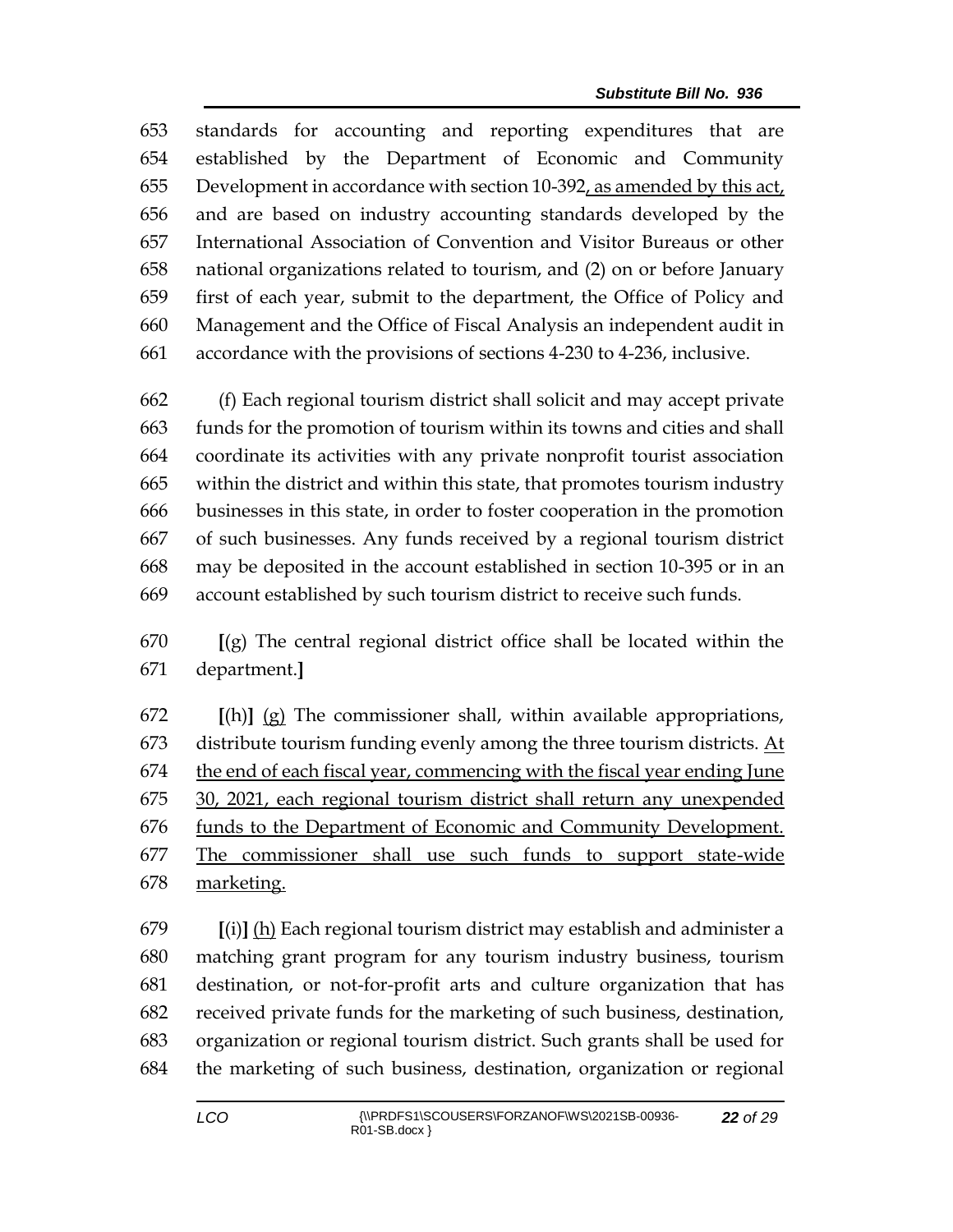653 standards for accounting and reporting expenditures that are
654 established by the Department of Economic and Community
655 Development in accordance with section 10-392, as amended by this act,
656 and are based on industry accounting standards developed by the
657 International Association of Convention and Visitor Bureaus or other
658 national organizations related to tourism, and (2) on or before January
659 first of each year, submit to the department, the Office of Policy and
660 Management and the Office of Fiscal Analysis an independent audit in
661 accordance with the provisions of sections 4-230 to 4-236, inclusive.

662 (f) Each regional tourism district shall solicit and may accept private
663 funds for the promotion of tourism within its towns and cities and shall
664 coordinate its activities with any private nonprofit tourist association
665 within the district and within this state, that promotes tourism industry
666 businesses in this state, in order to foster cooperation in the promotion
667 of such businesses. Any funds received by a regional tourism district
668 may be deposited in the account established in section 10-395 or in an
669 account established by such tourism district to receive such funds.

670 **[**(g) The central regional district office shall be located within the
671 department.**]**

672 **[**(h)**]** (g) The commissioner shall, within available appropriations,
673 distribute tourism funding evenly among the three tourism districts. At
674 the end of each fiscal year, commencing with the fiscal year ending June
675 30, 2021, each regional tourism district shall return any unexpended
676 funds to the Department of Economic and Community Development.
677 The commissioner shall use such funds to support state-wide
678 marketing.

679 **[**(i)**]** (h) Each regional tourism district may establish and administer a
680 matching grant program for any tourism industry business, tourism
681 destination, or not-for-profit arts and culture organization that has
682 received private funds for the marketing of such business, destination,
683 organization or regional tourism district. Such grants shall be used for
684 the marketing of such business, destination, organization or regional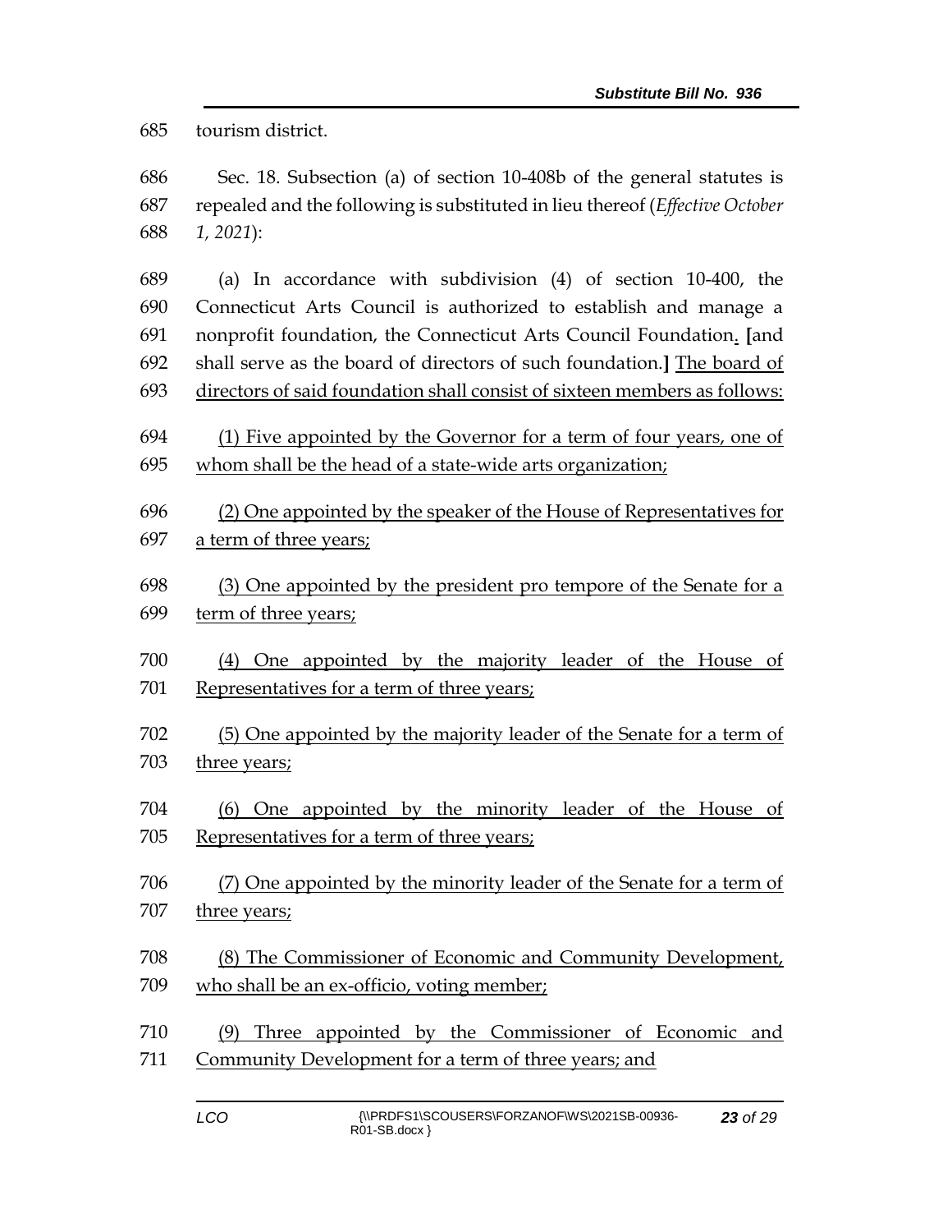685 tourism district.

686 Sec. 18. Subsection (a) of section 10-408b of the general statutes is
687 repealed and the following is substituted in lieu thereof (*Effective October*
688 *1, 2021*):

689 (a) In accordance with subdivision (4) of section 10-400, the
690 Connecticut Arts Council is authorized to establish and manage a
691 nonprofit foundation, the Connecticut Arts Council Foundation. [and
692 shall serve as the board of directors of such foundation.] The board of
693 directors of said foundation shall consist of sixteen members as follows:

694 (1) Five appointed by the Governor for a term of four years, one of
695 whom shall be the head of a state-wide arts organization;

696 (2) One appointed by the speaker of the House of Representatives for
697 a term of three years;

698 (3) One appointed by the president pro tempore of the Senate for a
699 term of three years;

700 (4) One appointed by the majority leader of the House of
701 Representatives for a term of three years;

702 (5) One appointed by the majority leader of the Senate for a term of
703 three years;

704 (6) One appointed by the minority leader of the House of
705 Representatives for a term of three years;

706 (7) One appointed by the minority leader of the Senate for a term of
707 three years;

708 (8) The Commissioner of Economic and Community Development,
709 who shall be an ex-officio, voting member;

710 (9) Three appointed by the Commissioner of Economic and
711 Community Development for a term of three years; and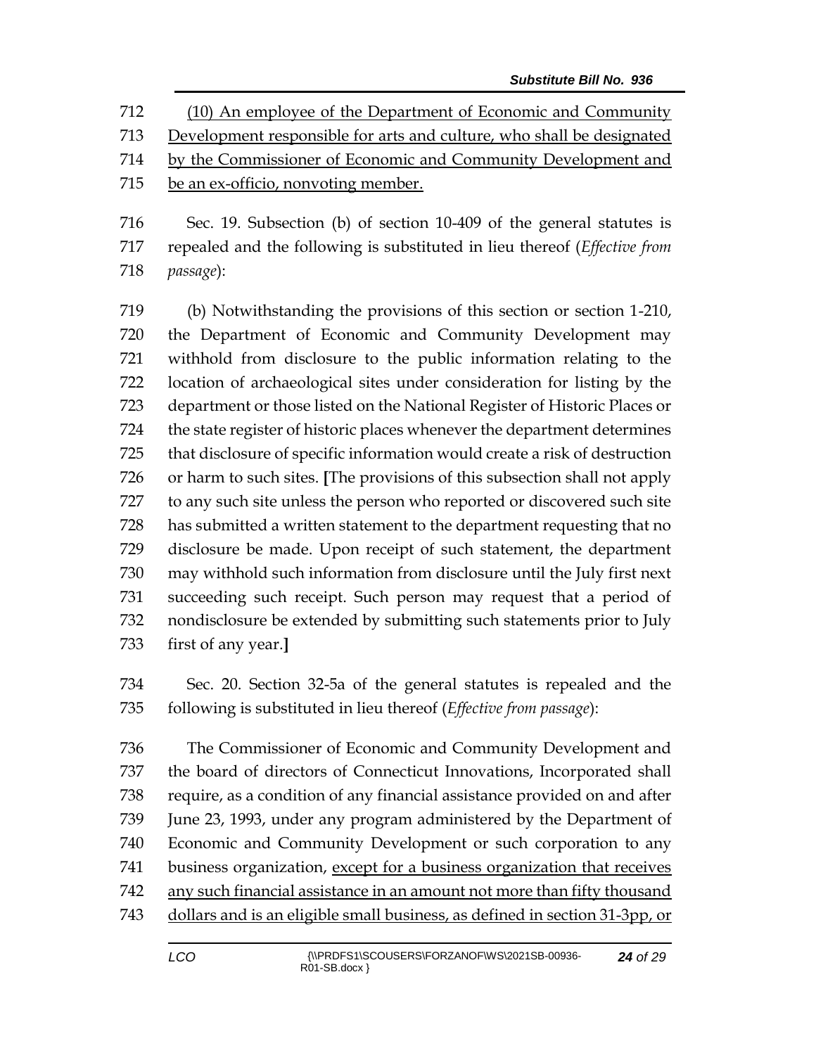(10) An employee of the Department of Economic and Community Development responsible for arts and culture, who shall be designated by the Commissioner of Economic and Community Development and be an ex-officio, nonvoting member.

Sec. 19. Subsection (b) of section 10-409 of the general statutes is repealed and the following is substituted in lieu thereof (*Effective from passage*):

(b) Notwithstanding the provisions of this section or section 1-210, the Department of Economic and Community Development may withhold from disclosure to the public information relating to the location of archaeological sites under consideration for listing by the department or those listed on the National Register of Historic Places or the state register of historic places whenever the department determines that disclosure of specific information would create a risk of destruction or harm to such sites. **[**The provisions of this subsection shall not apply to any such site unless the person who reported or discovered such site has submitted a written statement to the department requesting that no disclosure be made. Upon receipt of such statement, the department may withhold such information from disclosure until the July first next succeeding such receipt. Such person may request that a period of nondisclosure be extended by submitting such statements prior to July first of any year.**]**

Sec. 20. Section 32-5a of the general statutes is repealed and the following is substituted in lieu thereof (*Effective from passage*):

The Commissioner of Economic and Community Development and the board of directors of Connecticut Innovations, Incorporated shall require, as a condition of any financial assistance provided on and after June 23, 1993, under any program administered by the Department of Economic and Community Development or such corporation to any business organization, except for a business organization that receives any such financial assistance in an amount not more than fifty thousand dollars and is an eligible small business, as defined in section 31-3pp, or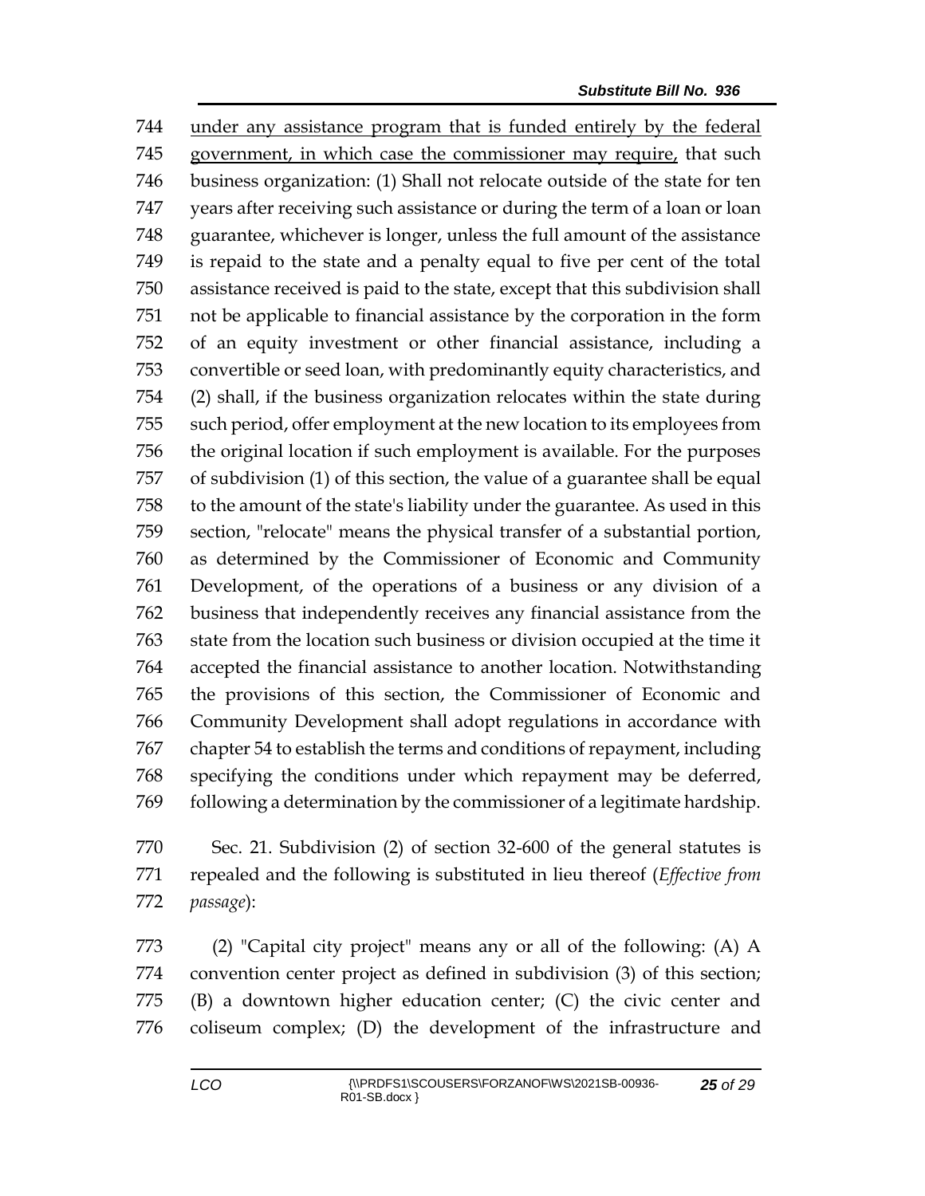under any assistance program that is funded entirely by the federal government, in which case the commissioner may require, that such business organization: (1) Shall not relocate outside of the state for ten years after receiving such assistance or during the term of a loan or loan guarantee, whichever is longer, unless the full amount of the assistance is repaid to the state and a penalty equal to five per cent of the total assistance received is paid to the state, except that this subdivision shall not be applicable to financial assistance by the corporation in the form of an equity investment or other financial assistance, including a convertible or seed loan, with predominantly equity characteristics, and (2) shall, if the business organization relocates within the state during such period, offer employment at the new location to its employees from the original location if such employment is available. For the purposes of subdivision (1) of this section, the value of a guarantee shall be equal to the amount of the state's liability under the guarantee. As used in this section, "relocate" means the physical transfer of a substantial portion, as determined by the Commissioner of Economic and Community Development, of the operations of a business or any division of a business that independently receives any financial assistance from the state from the location such business or division occupied at the time it accepted the financial assistance to another location. Notwithstanding the provisions of this section, the Commissioner of Economic and Community Development shall adopt regulations in accordance with chapter 54 to establish the terms and conditions of repayment, including specifying the conditions under which repayment may be deferred, following a determination by the commissioner of a legitimate hardship.

Sec. 21. Subdivision (2) of section 32-600 of the general statutes is repealed and the following is substituted in lieu thereof (*Effective from passage*):

(2) "Capital city project" means any or all of the following: (A) A convention center project as defined in subdivision (3) of this section; (B) a downtown higher education center; (C) the civic center and coliseum complex; (D) the development of the infrastructure and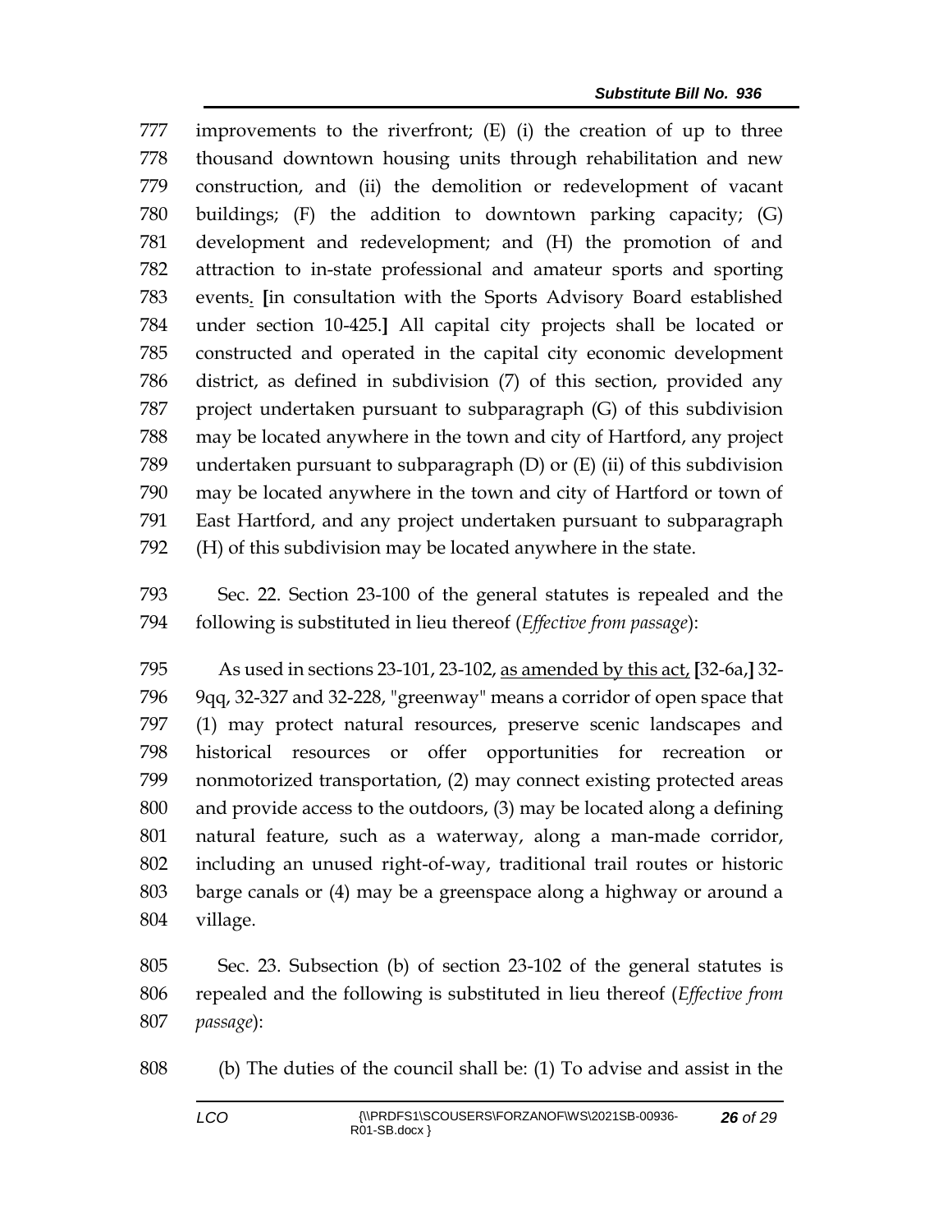777 improvements to the riverfront; (E) (i) the creation of up to three
778 thousand downtown housing units through rehabilitation and new
779 construction, and (ii) the demolition or redevelopment of vacant
780 buildings; (F) the addition to downtown parking capacity; (G)
781 development and redevelopment; and (H) the promotion of and
782 attraction to in-state professional and amateur sports and sporting
783 events<u>.</u> **[**in consultation with the Sports Advisory Board established
784 under section 10-425.**]** All capital city projects shall be located or
785 constructed and operated in the capital city economic development
786 district, as defined in subdivision (7) of this section, provided any
787 project undertaken pursuant to subparagraph (G) of this subdivision
788 may be located anywhere in the town and city of Hartford, any project
789 undertaken pursuant to subparagraph (D) or (E) (ii) of this subdivision
790 may be located anywhere in the town and city of Hartford or town of
791 East Hartford, and any project undertaken pursuant to subparagraph
792 (H) of this subdivision may be located anywhere in the state.

793 Sec. 22. Section 23-100 of the general statutes is repealed and the
794 following is substituted in lieu thereof (*Effective from passage*):

795 As used in sections 23-101, 23-102, <u>as amended by this act,</u> **[**32-6a,**]** 32-
796 9qq, 32-327 and 32-228, "greenway" means a corridor of open space that
797 (1) may protect natural resources, preserve scenic landscapes and
798 historical resources or offer opportunities for recreation or
799 nonmotorized transportation, (2) may connect existing protected areas
800 and provide access to the outdoors, (3) may be located along a defining
801 natural feature, such as a waterway, along a man-made corridor,
802 including an unused right-of-way, traditional trail routes or historic
803 barge canals or (4) may be a greenspace along a highway or around a
804 village.

805 Sec. 23. Subsection (b) of section 23-102 of the general statutes is
806 repealed and the following is substituted in lieu thereof (*Effective from*
807 *passage*):

808 (b) The duties of the council shall be: (1) To advise and assist in the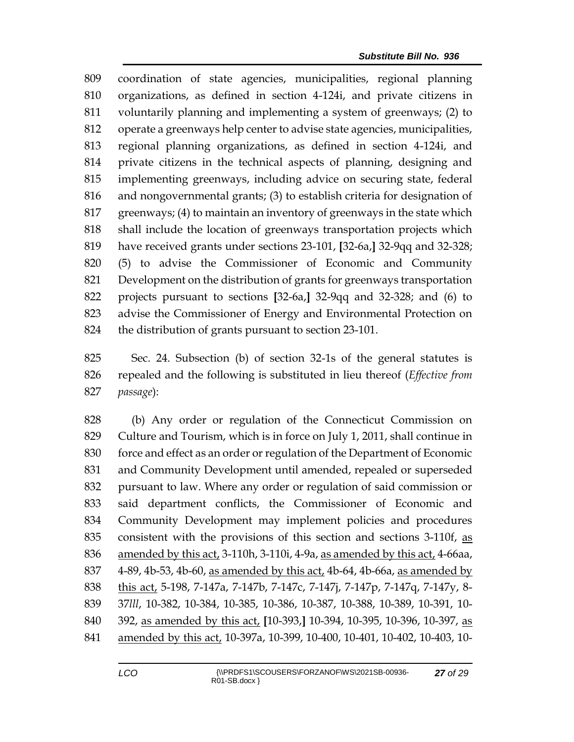coordination of state agencies, municipalities, regional planning organizations, as defined in section 4-124i, and private citizens in voluntarily planning and implementing a system of greenways; (2) to operate a greenways help center to advise state agencies, municipalities, regional planning organizations, as defined in section 4-124i, and private citizens in the technical aspects of planning, designing and implementing greenways, including advice on securing state, federal and nongovernmental grants; (3) to establish criteria for designation of greenways; (4) to maintain an inventory of greenways in the state which shall include the location of greenways transportation projects which have received grants under sections 23-101, [32-6a,] 32-9qq and 32-328; (5) to advise the Commissioner of Economic and Community Development on the distribution of grants for greenways transportation projects pursuant to sections [32-6a,] 32-9qq and 32-328; and (6) to advise the Commissioner of Energy and Environmental Protection on the distribution of grants pursuant to section 23-101.

Sec. 24. Subsection (b) of section 32-1s of the general statutes is repealed and the following is substituted in lieu thereof (*Effective from passage*):

(b) Any order or regulation of the Connecticut Commission on Culture and Tourism, which is in force on July 1, 2011, shall continue in force and effect as an order or regulation of the Department of Economic and Community Development until amended, repealed or superseded pursuant to law. Where any order or regulation of said commission or said department conflicts, the Commissioner of Economic and Community Development may implement policies and procedures consistent with the provisions of this section and sections 3-110f, <u>as amended by this act,</u> 3-110h, 3-110i, 4-9a, <u>as amended by this act,</u> 4-66aa, 4-89, 4b-53, 4b-60, <u>as amended by this act,</u> 4b-64, 4b-66a, <u>as amended by this act,</u> 5-198, 7-147a, 7-147b, 7-147c, 7-147j, 7-147p, 7-147q, 7-147y, 8-37*lll*, 10-382, 10-384, 10-385, 10-386, 10-387, 10-388, 10-389, 10-391, 10-392, <u>as amended by this act,</u> [10-393,] 10-394, 10-395, 10-396, 10-397, <u>as amended by this act,</u> 10-397a, 10-399, 10-400, 10-401, 10-402, 10-403, 10-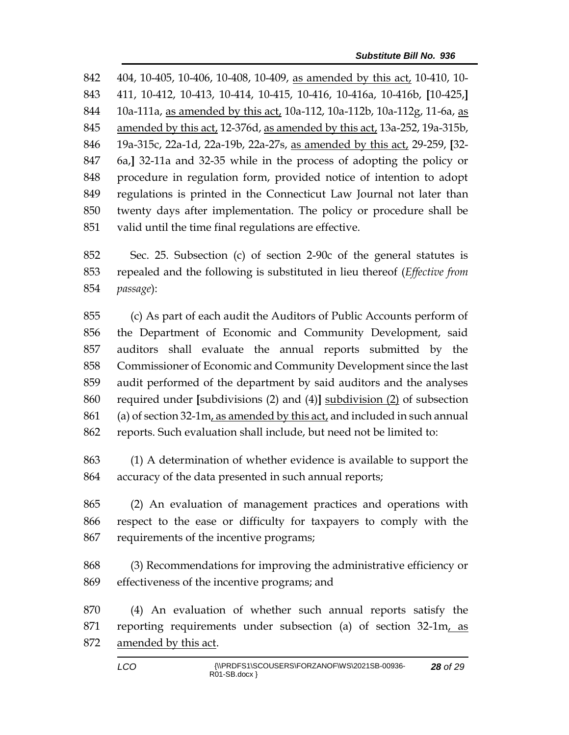404, 10-405, 10-406, 10-408, 10-409, <u>as amended by this act,</u> 10-410, 10-411, 10-412, 10-413, 10-414, 10-415, 10-416, 10-416a, 10-416b, **[**10-425,**]** 10a-111a, <u>as amended by this act,</u> 10a-112, 10a-112b, 10a-112g, 11-6a, <u>as amended by this act,</u> 12-376d, <u>as amended by this act,</u> 13a-252, 19a-315b, 19a-315c, 22a-1d, 22a-19b, 22a-27s, <u>as amended by this act,</u> 29-259, **[**32-6a,**]** 32-11a and 32-35 while in the process of adopting the policy or procedure in regulation form, provided notice of intention to adopt regulations is printed in the Connecticut Law Journal not later than twenty days after implementation. The policy or procedure shall be valid until the time final regulations are effective.

Sec. 25. Subsection (c) of section 2-90c of the general statutes is repealed and the following is substituted in lieu thereof (*Effective from passage*):

(c) As part of each audit the Auditors of Public Accounts perform of the Department of Economic and Community Development, said auditors shall evaluate the annual reports submitted by the Commissioner of Economic and Community Development since the last audit performed of the department by said auditors and the analyses required under **[**subdivisions (2) and (4)**]** <u>subdivision (2)</u> of subsection (a) of section 32-1m<u>, as amended by this act,</u> and included in such annual reports. Such evaluation shall include, but need not be limited to:

(1) A determination of whether evidence is available to support the accuracy of the data presented in such annual reports;

(2) An evaluation of management practices and operations with respect to the ease or difficulty for taxpayers to comply with the requirements of the incentive programs;

(3) Recommendations for improving the administrative efficiency or effectiveness of the incentive programs; and

(4) An evaluation of whether such annual reports satisfy the reporting requirements under subsection (a) of section 32-1m<u>, as amended by this act</u>.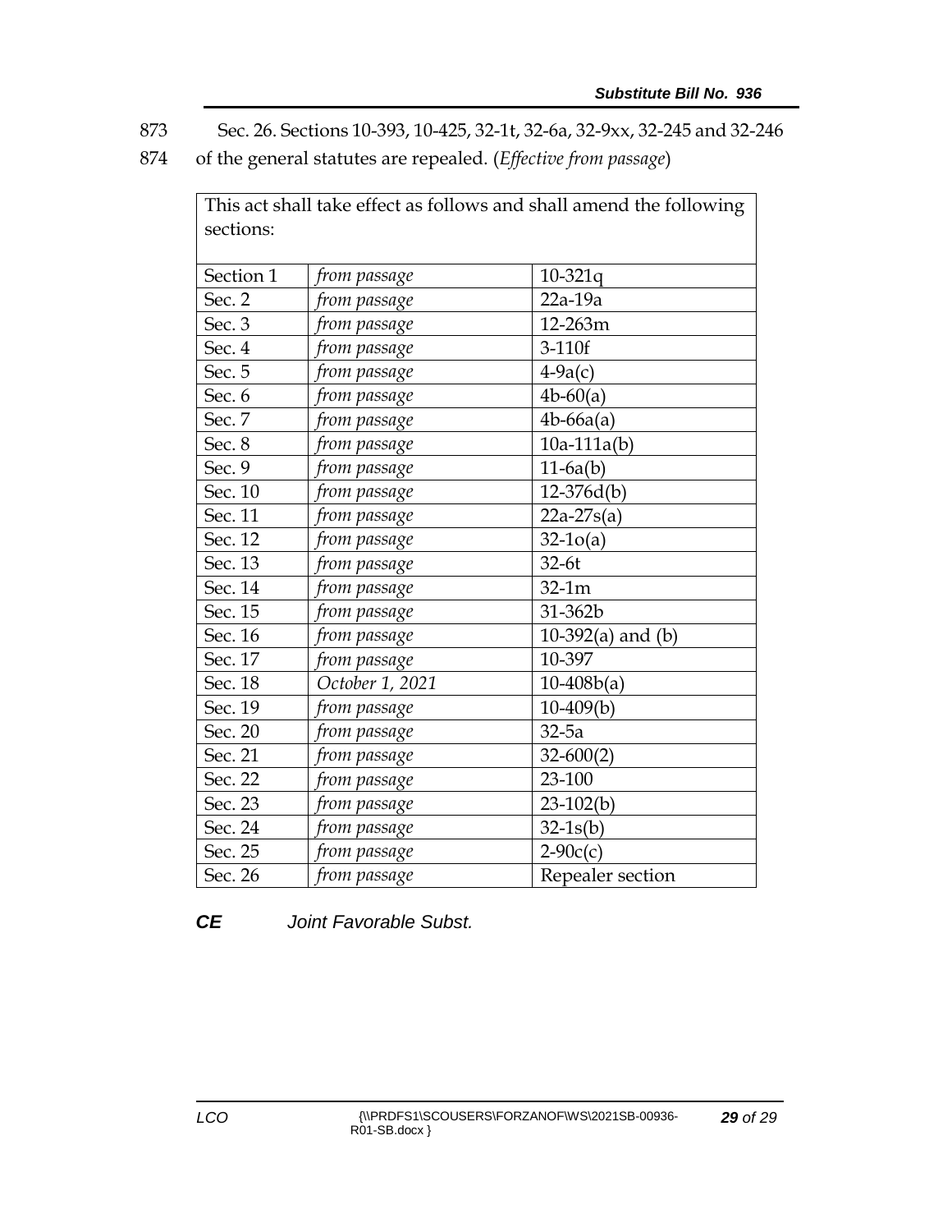873 Sec. 26. Sections 10-393, 10-425, 32-1t, 32-6a, 32-9xx, 32-245 and 32-246

874 of the general statutes are repealed. (*Effective from passage*)

| This act shall take effect as follows and shall amend the following sections: | | |
|---|---|---|
| Section 1 | *from passage* | 10-321q |
| Sec. 2 | *from passage* | 22a-19a |
| Sec. 3 | *from passage* | 12-263m |
| Sec. 4 | *from passage* | 3-110f |
| Sec. 5 | *from passage* | 4-9a(c) |
| Sec. 6 | *from passage* | 4b-60(a) |
| Sec. 7 | *from passage* | 4b-66a(a) |
| Sec. 8 | *from passage* | 10a-111a(b) |
| Sec. 9 | *from passage* | 11-6a(b) |
| Sec. 10 | *from passage* | 12-376d(b) |
| Sec. 11 | *from passage* | 22a-27s(a) |
| Sec. 12 | *from passage* | 32-1o(a) |
| Sec. 13 | *from passage* | 32-6t |
| Sec. 14 | *from passage* | 32-1m |
| Sec. 15 | *from passage* | 31-362b |
| Sec. 16 | *from passage* | 10-392(a) and (b) |
| Sec. 17 | *from passage* | 10-397 |
| Sec. 18 | *October 1, 2021* | 10-408b(a) |
| Sec. 19 | *from passage* | 10-409(b) |
| Sec. 20 | *from passage* | 32-5a |
| Sec. 21 | *from passage* | 32-600(2) |
| Sec. 22 | *from passage* | 23-100 |
| Sec. 23 | *from passage* | 23-102(b) |
| Sec. 24 | *from passage* | 32-1s(b) |
| Sec. 25 | *from passage* | 2-90c(c) |
| Sec. 26 | *from passage* | Repealer section |

***CE*** *Joint Favorable Subst.*